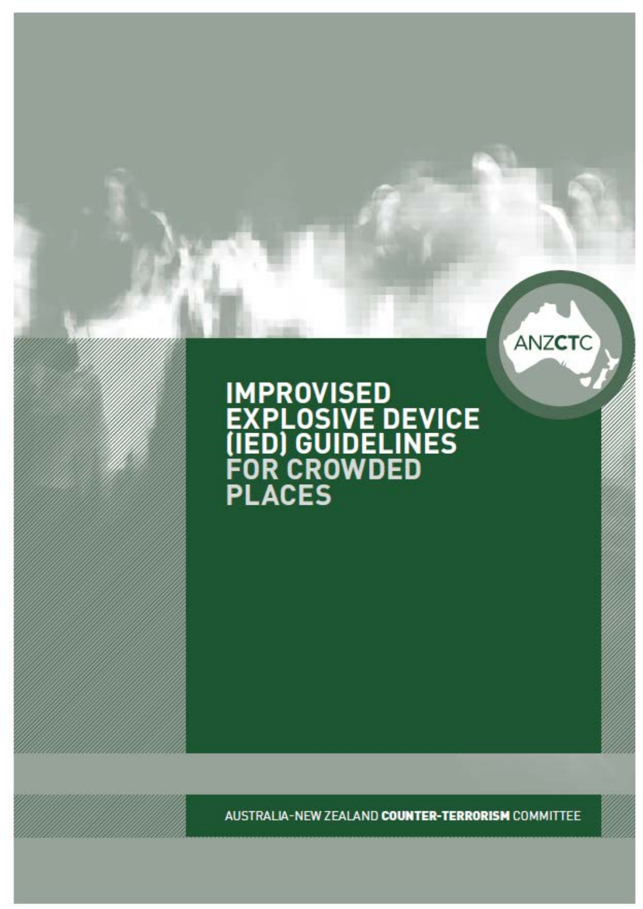ANZCTC

# IMPROVISED EXPLOSIVE DEVICE (IED) GUIDELINES FOR CROWDED PLACES

AUSTRALIA-NEW ZEALAND **COUNTER-TERRORISM** COMMITTEE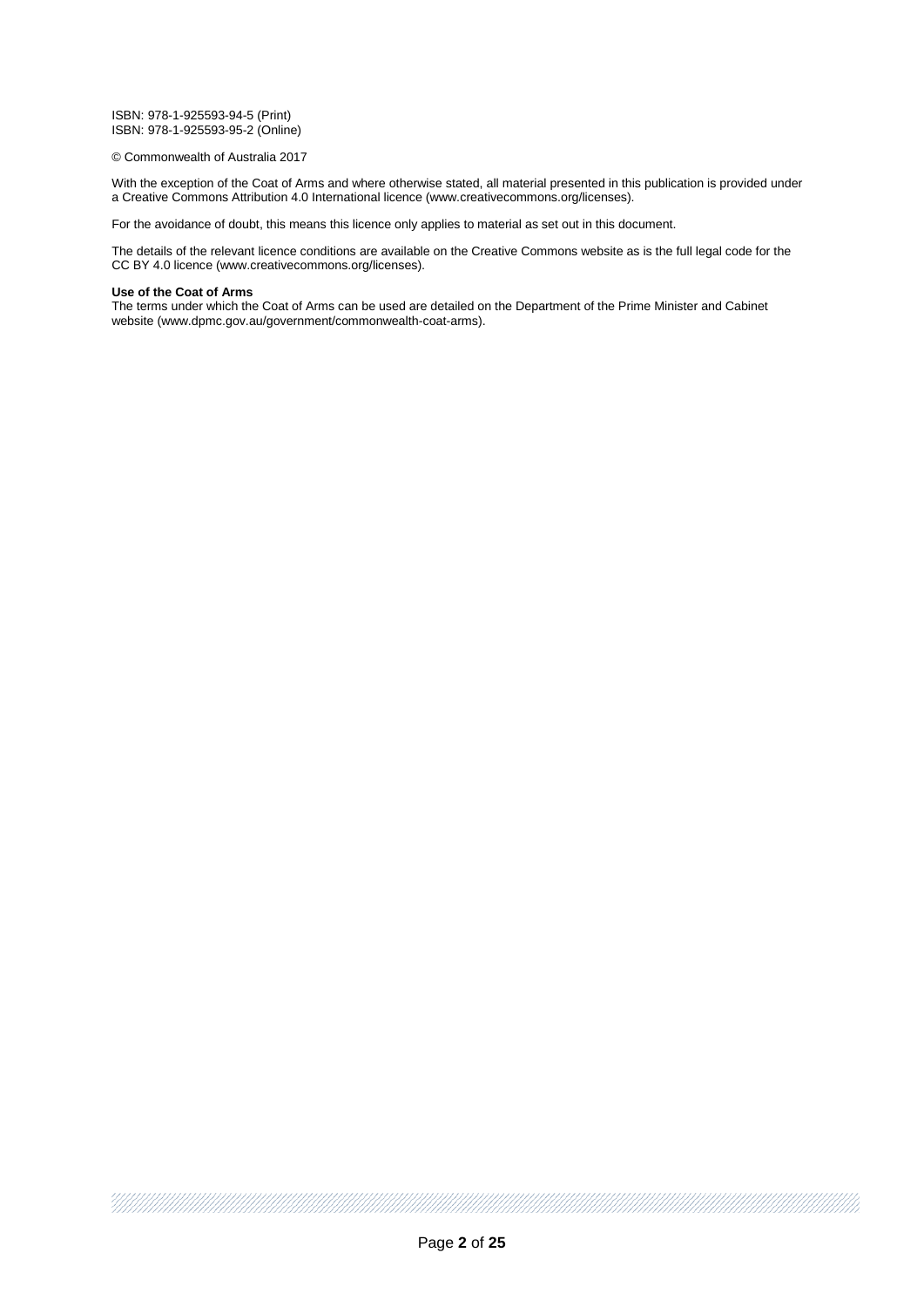ISBN: 978-1-925593-94-5 (Print)
ISBN: 978-1-925593-95-2 (Online)

© Commonwealth of Australia 2017

With the exception of the Coat of Arms and where otherwise stated, all material presented in this publication is provided under a Creative Commons Attribution 4.0 International licence (www.creativecommons.org/licenses).

For the avoidance of doubt, this means this licence only applies to material as set out in this document.

The details of the relevant licence conditions are available on the Creative Commons website as is the full legal code for the CC BY 4.0 licence (www.creativecommons.org/licenses).

**Use of the Coat of Arms**
The terms under which the Coat of Arms can be used are detailed on the Department of the Prime Minister and Cabinet website (www.dpmc.gov.au/government/commonwealth-coat-arms).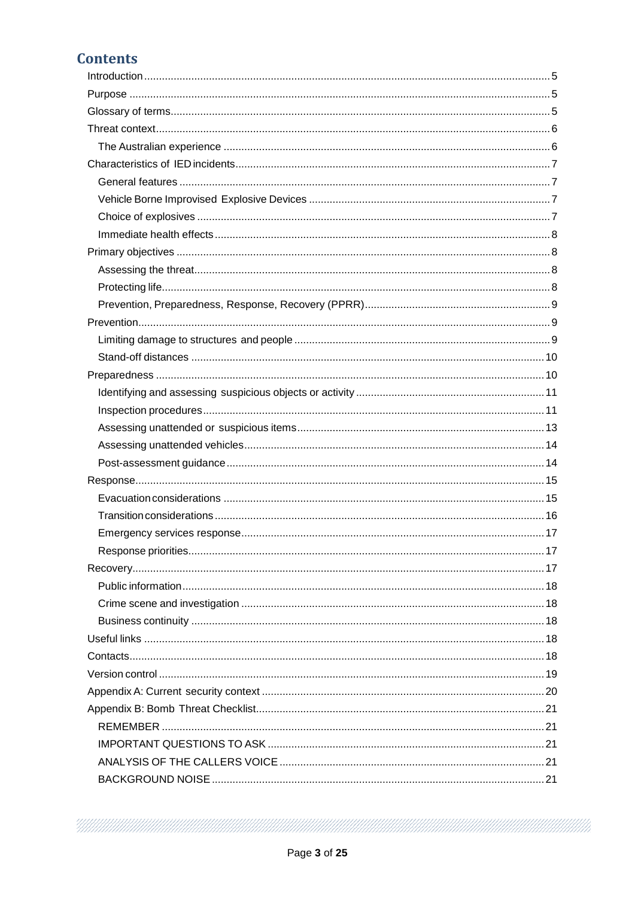## Contents

- Introduction ........ 5
- Purpose ........ 5
- Glossary of terms ........ 5
- Threat context ........ 6
  - The Australian experience ........ 6
- Characteristics of IED incidents ........ 7
  - General features ........ 7
  - Vehicle Borne Improvised Explosive Devices ........ 7
  - Choice of explosives ........ 7
  - Immediate health effects ........ 8
- Primary objectives ........ 8
  - Assessing the threat ........ 8
  - Protecting life ........ 8
  - Prevention, Preparedness, Response, Recovery (PPRR) ........ 9
- Prevention ........ 9
  - Limiting damage to structures and people ........ 9
  - Stand-off distances ........ 10
- Preparedness ........ 10
  - Identifying and assessing suspicious objects or activity ........ 11
  - Inspection procedures ........ 11
  - Assessing unattended or suspicious items ........ 13
  - Assessing unattended vehicles ........ 14
  - Post-assessment guidance ........ 14
- Response ........ 15
  - Evacuation considerations ........ 15
  - Transition considerations ........ 16
  - Emergency services response ........ 17
  - Response priorities ........ 17
- Recovery ........ 17
  - Public information ........ 18
  - Crime scene and investigation ........ 18
  - Business continuity ........ 18
- Useful links ........ 18
- Contacts ........ 18
- Version control ........ 19
- Appendix A: Current security context ........ 20
- Appendix B: Bomb Threat Checklist ........ 21
  - REMEMBER ........ 21
  - IMPORTANT QUESTIONS TO ASK ........ 21
  - ANALYSIS OF THE CALLERS VOICE ........ 21
  - BACKGROUND NOISE ........ 21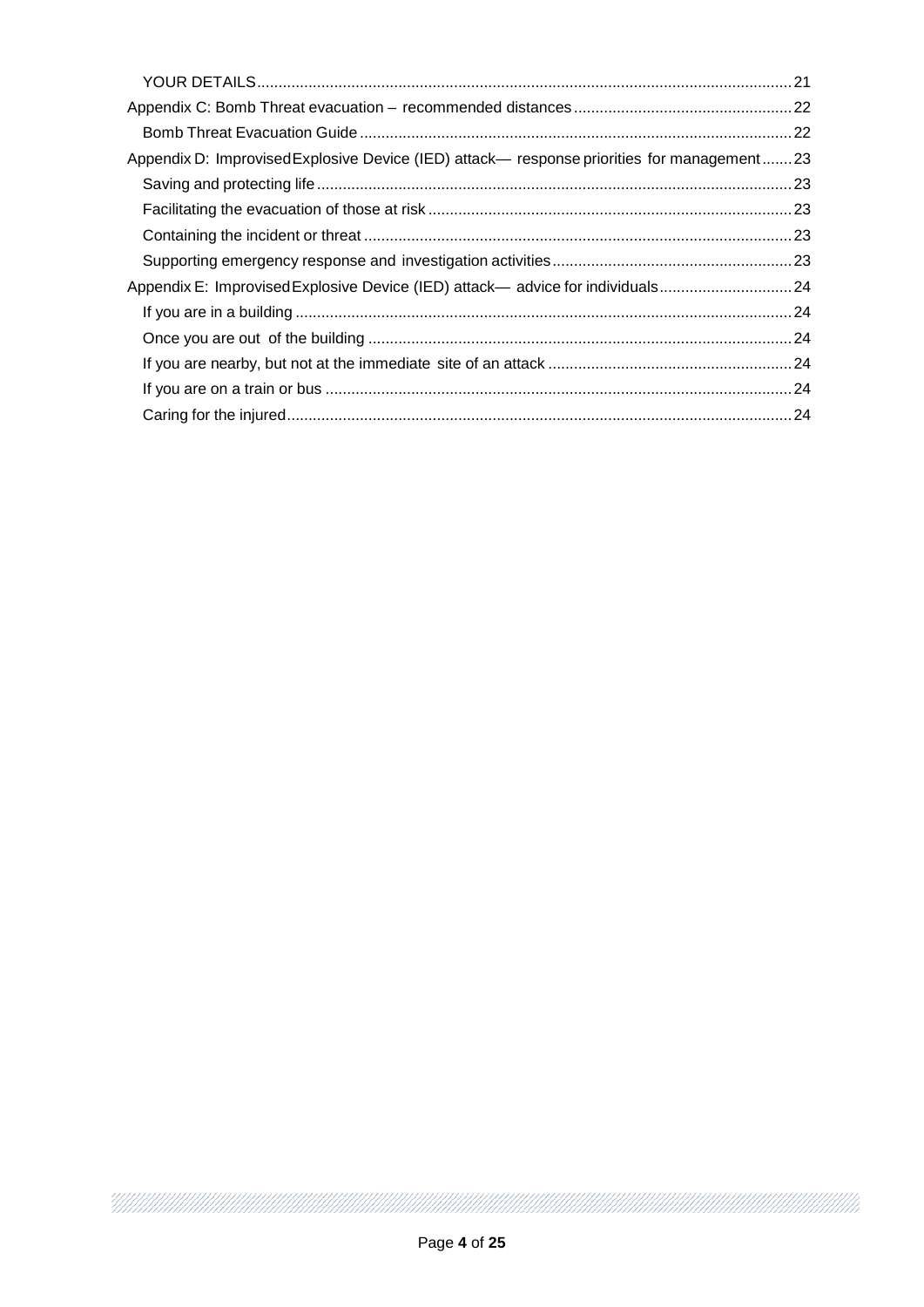- YOUR DETAILS ... 21

Appendix C: Bomb Threat evacuation – recommended distances ... 22

- Bomb Threat Evacuation Guide ... 22

Appendix D: Improvised Explosive Device (IED) attack— response priorities for management ... 23

- Saving and protecting life ... 23
- Facilitating the evacuation of those at risk ... 23
- Containing the incident or threat ... 23
- Supporting emergency response and investigation activities ... 23

Appendix E: Improvised Explosive Device (IED) attack— advice for individuals ... 24

- If you are in a building ... 24
- Once you are out of the building ... 24
- If you are nearby, but not at the immediate site of an attack ... 24
- If you are on a train or bus ... 24
- Caring for the injured ... 24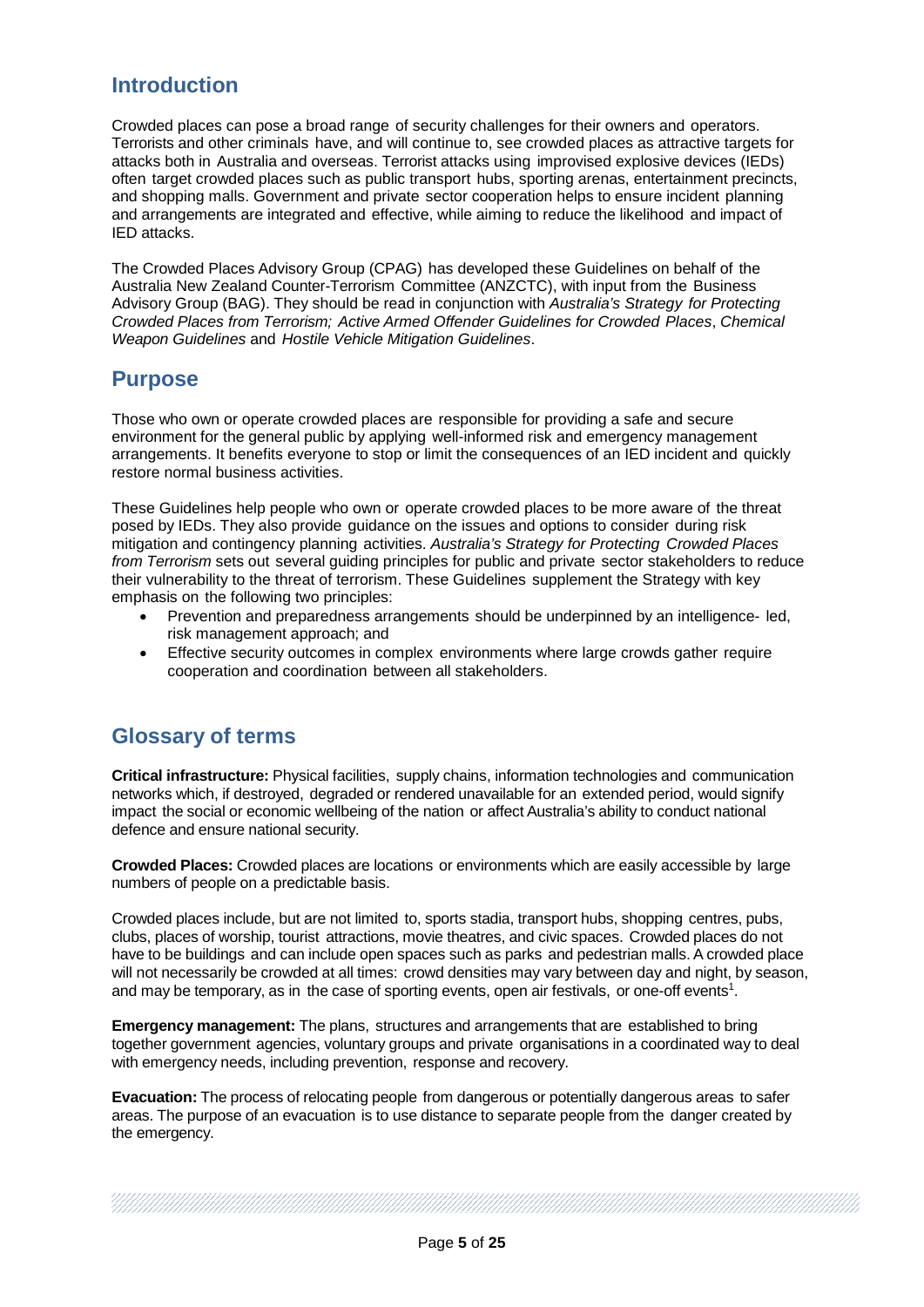## Introduction

Crowded places can pose a broad range of security challenges for their owners and operators. Terrorists and other criminals have, and will continue to, see crowded places as attractive targets for attacks both in Australia and overseas. Terrorist attacks using improvised explosive devices (IEDs) often target crowded places such as public transport hubs, sporting arenas, entertainment precincts, and shopping malls. Government and private sector cooperation helps to ensure incident planning and arrangements are integrated and effective, while aiming to reduce the likelihood and impact of IED attacks.

The Crowded Places Advisory Group (CPAG) has developed these Guidelines on behalf of the Australia New Zealand Counter-Terrorism Committee (ANZCTC), with input from the Business Advisory Group (BAG). They should be read in conjunction with *Australia's Strategy for Protecting Crowded Places from Terrorism; Active Armed Offender Guidelines for Crowded Places*, *Chemical Weapon Guidelines* and *Hostile Vehicle Mitigation Guidelines*.

## Purpose

Those who own or operate crowded places are responsible for providing a safe and secure environment for the general public by applying well-informed risk and emergency management arrangements. It benefits everyone to stop or limit the consequences of an IED incident and quickly restore normal business activities.

These Guidelines help people who own or operate crowded places to be more aware of the threat posed by IEDs. They also provide guidance on the issues and options to consider during risk mitigation and contingency planning activities. *Australia's Strategy for Protecting Crowded Places from Terrorism* sets out several guiding principles for public and private sector stakeholders to reduce their vulnerability to the threat of terrorism. These Guidelines supplement the Strategy with key emphasis on the following two principles:

- Prevention and preparedness arrangements should be underpinned by an intelligence- led, risk management approach; and
- Effective security outcomes in complex environments where large crowds gather require cooperation and coordination between all stakeholders.

## Glossary of terms

**Critical infrastructure:** Physical facilities, supply chains, information technologies and communication networks which, if destroyed, degraded or rendered unavailable for an extended period, would signify impact the social or economic wellbeing of the nation or affect Australia's ability to conduct national defence and ensure national security.

**Crowded Places:** Crowded places are locations or environments which are easily accessible by large numbers of people on a predictable basis.

Crowded places include, but are not limited to, sports stadia, transport hubs, shopping centres, pubs, clubs, places of worship, tourist attractions, movie theatres, and civic spaces. Crowded places do not have to be buildings and can include open spaces such as parks and pedestrian malls. A crowded place will not necessarily be crowded at all times: crowd densities may vary between day and night, by season, and may be temporary, as in the case of sporting events, open air festivals, or one-off events[1].

**Emergency management:** The plans, structures and arrangements that are established to bring together government agencies, voluntary groups and private organisations in a coordinated way to deal with emergency needs, including prevention, response and recovery.

**Evacuation:** The process of relocating people from dangerous or potentially dangerous areas to safer areas. The purpose of an evacuation is to use distance to separate people from the danger created by the emergency.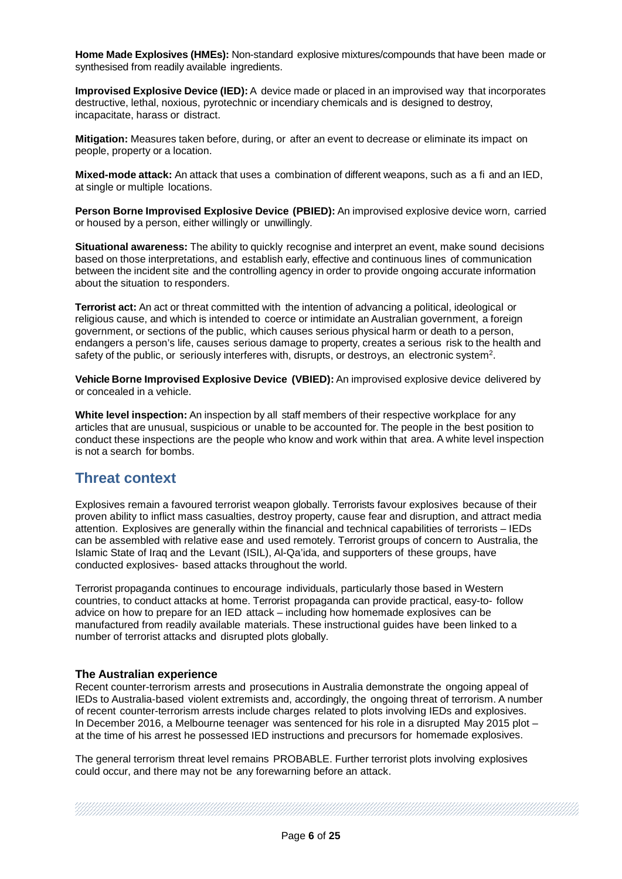**Home Made Explosives (HMEs):** Non-standard explosive mixtures/compounds that have been made or synthesised from readily available ingredients.

**Improvised Explosive Device (IED):** A device made or placed in an improvised way that incorporates destructive, lethal, noxious, pyrotechnic or incendiary chemicals and is designed to destroy, incapacitate, harass or distract.

**Mitigation:** Measures taken before, during, or after an event to decrease or eliminate its impact on people, property or a location.

**Mixed-mode attack:** An attack that uses a combination of different weapons, such as a fi and an IED, at single or multiple locations.

**Person Borne Improvised Explosive Device (PBIED):** An improvised explosive device worn, carried or housed by a person, either willingly or unwillingly.

**Situational awareness:** The ability to quickly recognise and interpret an event, make sound decisions based on those interpretations, and establish early, effective and continuous lines of communication between the incident site and the controlling agency in order to provide ongoing accurate information about the situation to responders.

**Terrorist act:** An act or threat committed with the intention of advancing a political, ideological or religious cause, and which is intended to coerce or intimidate an Australian government, a foreign government, or sections of the public, which causes serious physical harm or death to a person, endangers a person's life, causes serious damage to property, creates a serious risk to the health and safety of the public, or seriously interferes with, disrupts, or destroys, an electronic system[2].

**Vehicle Borne Improvised Explosive Device (VBIED):** An improvised explosive device delivered by or concealed in a vehicle.

**White level inspection:** An inspection by all staff members of their respective workplace for any articles that are unusual, suspicious or unable to be accounted for. The people in the best position to conduct these inspections are the people who know and work within that area. A white level inspection is not a search for bombs.

## Threat context

Explosives remain a favoured terrorist weapon globally. Terrorists favour explosives because of their proven ability to inflict mass casualties, destroy property, cause fear and disruption, and attract media attention. Explosives are generally within the financial and technical capabilities of terrorists – IEDs can be assembled with relative ease and used remotely. Terrorist groups of concern to Australia, the Islamic State of Iraq and the Levant (ISIL), Al-Qa'ida, and supporters of these groups, have conducted explosives- based attacks throughout the world.

Terrorist propaganda continues to encourage individuals, particularly those based in Western countries, to conduct attacks at home. Terrorist propaganda can provide practical, easy-to- follow advice on how to prepare for an IED attack – including how homemade explosives can be manufactured from readily available materials. These instructional guides have been linked to a number of terrorist attacks and disrupted plots globally.

### The Australian experience

Recent counter-terrorism arrests and prosecutions in Australia demonstrate the ongoing appeal of IEDs to Australia-based violent extremists and, accordingly, the ongoing threat of terrorism. A number of recent counter-terrorism arrests include charges related to plots involving IEDs and explosives. In December 2016, a Melbourne teenager was sentenced for his role in a disrupted May 2015 plot – at the time of his arrest he possessed IED instructions and precursors for homemade explosives.

The general terrorism threat level remains PROBABLE. Further terrorist plots involving explosives could occur, and there may not be any forewarning before an attack.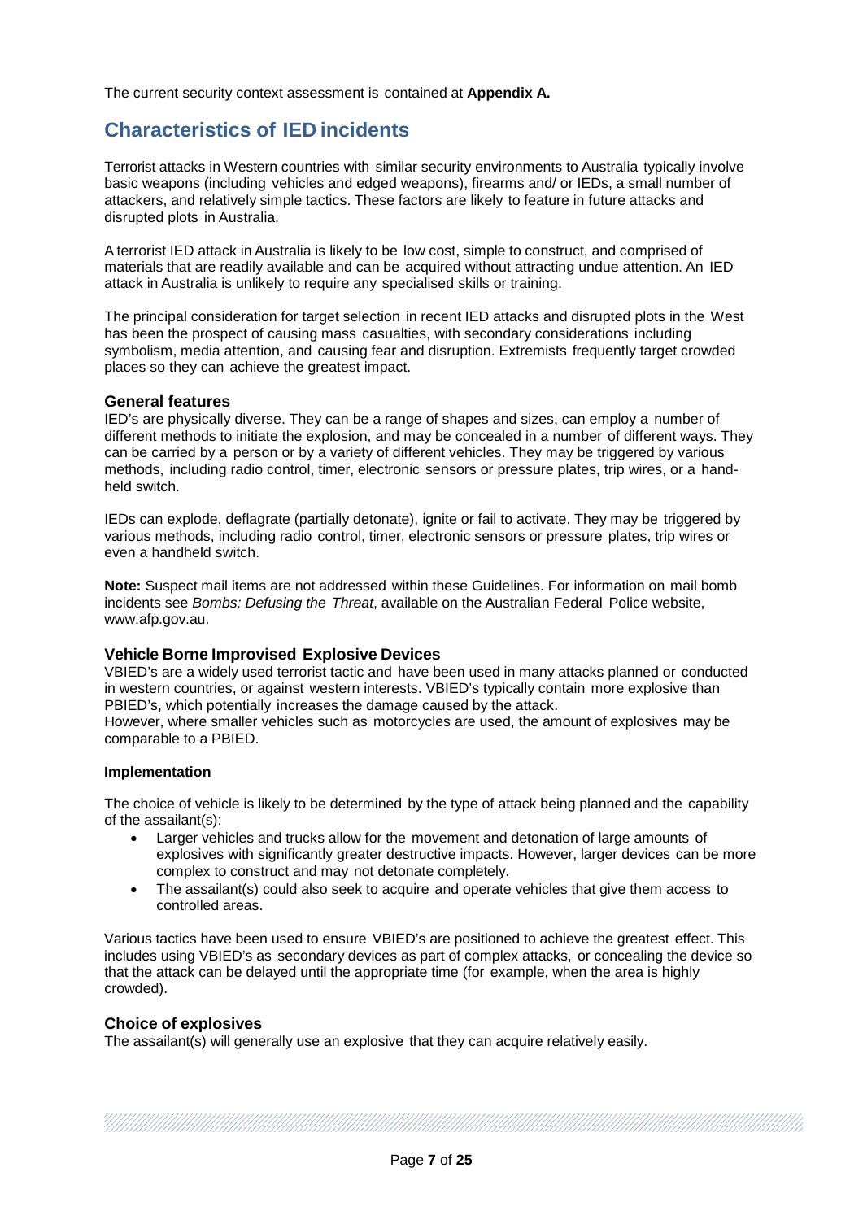The current security context assessment is contained at **Appendix A.**

## Characteristics of IED incidents

Terrorist attacks in Western countries with similar security environments to Australia typically involve basic weapons (including vehicles and edged weapons), firearms and/ or IEDs, a small number of attackers, and relatively simple tactics. These factors are likely to feature in future attacks and disrupted plots in Australia.

A terrorist IED attack in Australia is likely to be low cost, simple to construct, and comprised of materials that are readily available and can be acquired without attracting undue attention. An IED attack in Australia is unlikely to require any specialised skills or training.

The principal consideration for target selection in recent IED attacks and disrupted plots in the West has been the prospect of causing mass casualties, with secondary considerations including symbolism, media attention, and causing fear and disruption. Extremists frequently target crowded places so they can achieve the greatest impact.

### General features

IED's are physically diverse. They can be a range of shapes and sizes, can employ a number of different methods to initiate the explosion, and may be concealed in a number of different ways. They can be carried by a person or by a variety of different vehicles. They may be triggered by various methods, including radio control, timer, electronic sensors or pressure plates, trip wires, or a hand-held switch.

IEDs can explode, deflagrate (partially detonate), ignite or fail to activate. They may be triggered by various methods, including radio control, timer, electronic sensors or pressure plates, trip wires or even a handheld switch.

**Note:** Suspect mail items are not addressed within these Guidelines. For information on mail bomb incidents see *Bombs: Defusing the Threat*, available on the Australian Federal Police website, www.afp.gov.au.

### Vehicle Borne Improvised Explosive Devices

VBIED's are a widely used terrorist tactic and have been used in many attacks planned or conducted in western countries, or against western interests. VBIED's typically contain more explosive than PBIED's, which potentially increases the damage caused by the attack.
However, where smaller vehicles such as motorcycles are used, the amount of explosives may be comparable to a PBIED.

#### Implementation

The choice of vehicle is likely to be determined by the type of attack being planned and the capability of the assailant(s):

- Larger vehicles and trucks allow for the movement and detonation of large amounts of explosives with significantly greater destructive impacts. However, larger devices can be more complex to construct and may not detonate completely.
- The assailant(s) could also seek to acquire and operate vehicles that give them access to controlled areas.

Various tactics have been used to ensure VBIED's are positioned to achieve the greatest effect. This includes using VBIED's as secondary devices as part of complex attacks, or concealing the device so that the attack can be delayed until the appropriate time (for example, when the area is highly crowded).

### Choice of explosives

The assailant(s) will generally use an explosive that they can acquire relatively easily.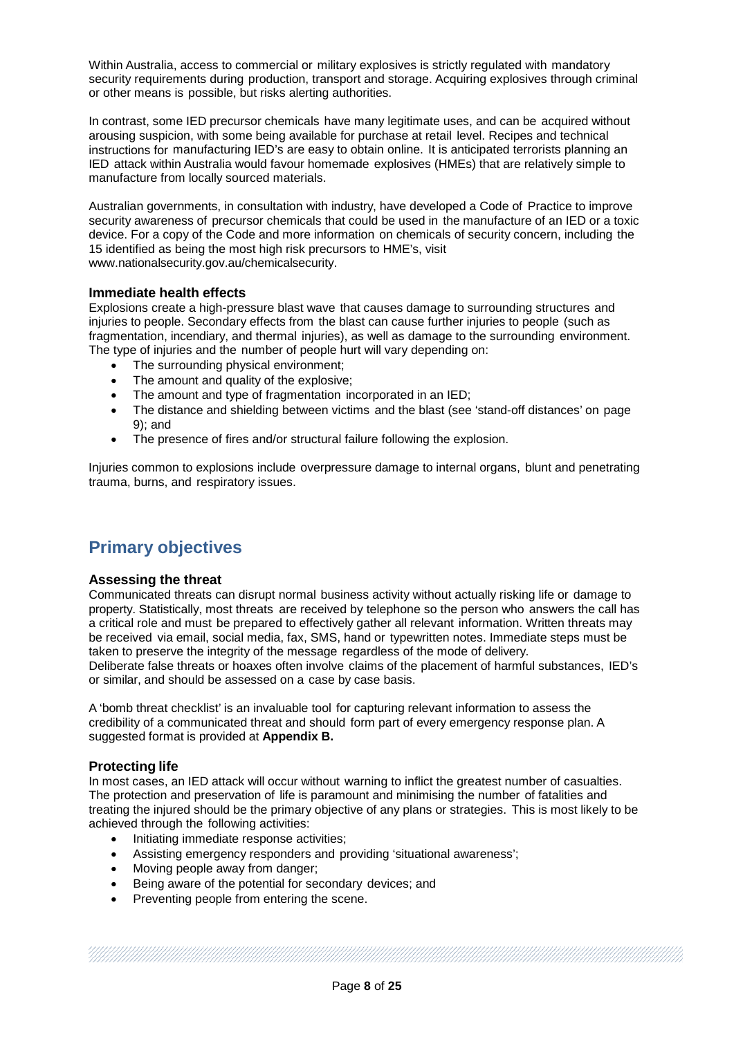Within Australia, access to commercial or military explosives is strictly regulated with mandatory security requirements during production, transport and storage. Acquiring explosives through criminal or other means is possible, but risks alerting authorities.

In contrast, some IED precursor chemicals have many legitimate uses, and can be acquired without arousing suspicion, with some being available for purchase at retail level. Recipes and technical instructions for manufacturing IED's are easy to obtain online. It is anticipated terrorists planning an IED attack within Australia would favour homemade explosives (HMEs) that are relatively simple to manufacture from locally sourced materials.

Australian governments, in consultation with industry, have developed a Code of Practice to improve security awareness of precursor chemicals that could be used in the manufacture of an IED or a toxic device. For a copy of the Code and more information on chemicals of security concern, including the 15 identified as being the most high risk precursors to HME's, visit www.nationalsecurity.gov.au/chemicalsecurity.

### Immediate health effects

Explosions create a high-pressure blast wave that causes damage to surrounding structures and injuries to people. Secondary effects from the blast can cause further injuries to people (such as fragmentation, incendiary, and thermal injuries), as well as damage to the surrounding environment. The type of injuries and the number of people hurt will vary depending on:

- The surrounding physical environment;
- The amount and quality of the explosive;
- The amount and type of fragmentation incorporated in an IED;
- The distance and shielding between victims and the blast (see 'stand-off distances' on page 9); and
- The presence of fires and/or structural failure following the explosion.

Injuries common to explosions include overpressure damage to internal organs, blunt and penetrating trauma, burns, and respiratory issues.

## Primary objectives

### Assessing the threat

Communicated threats can disrupt normal business activity without actually risking life or damage to property. Statistically, most threats are received by telephone so the person who answers the call has a critical role and must be prepared to effectively gather all relevant information. Written threats may be received via email, social media, fax, SMS, hand or typewritten notes. Immediate steps must be taken to preserve the integrity of the message regardless of the mode of delivery.
Deliberate false threats or hoaxes often involve claims of the placement of harmful substances, IED's or similar, and should be assessed on a case by case basis.

A 'bomb threat checklist' is an invaluable tool for capturing relevant information to assess the credibility of a communicated threat and should form part of every emergency response plan. A suggested format is provided at **Appendix B.**

### Protecting life

In most cases, an IED attack will occur without warning to inflict the greatest number of casualties. The protection and preservation of life is paramount and minimising the number of fatalities and treating the injured should be the primary objective of any plans or strategies. This is most likely to be achieved through the following activities:

- Initiating immediate response activities;
- Assisting emergency responders and providing 'situational awareness';
- Moving people away from danger;
- Being aware of the potential for secondary devices; and
- Preventing people from entering the scene.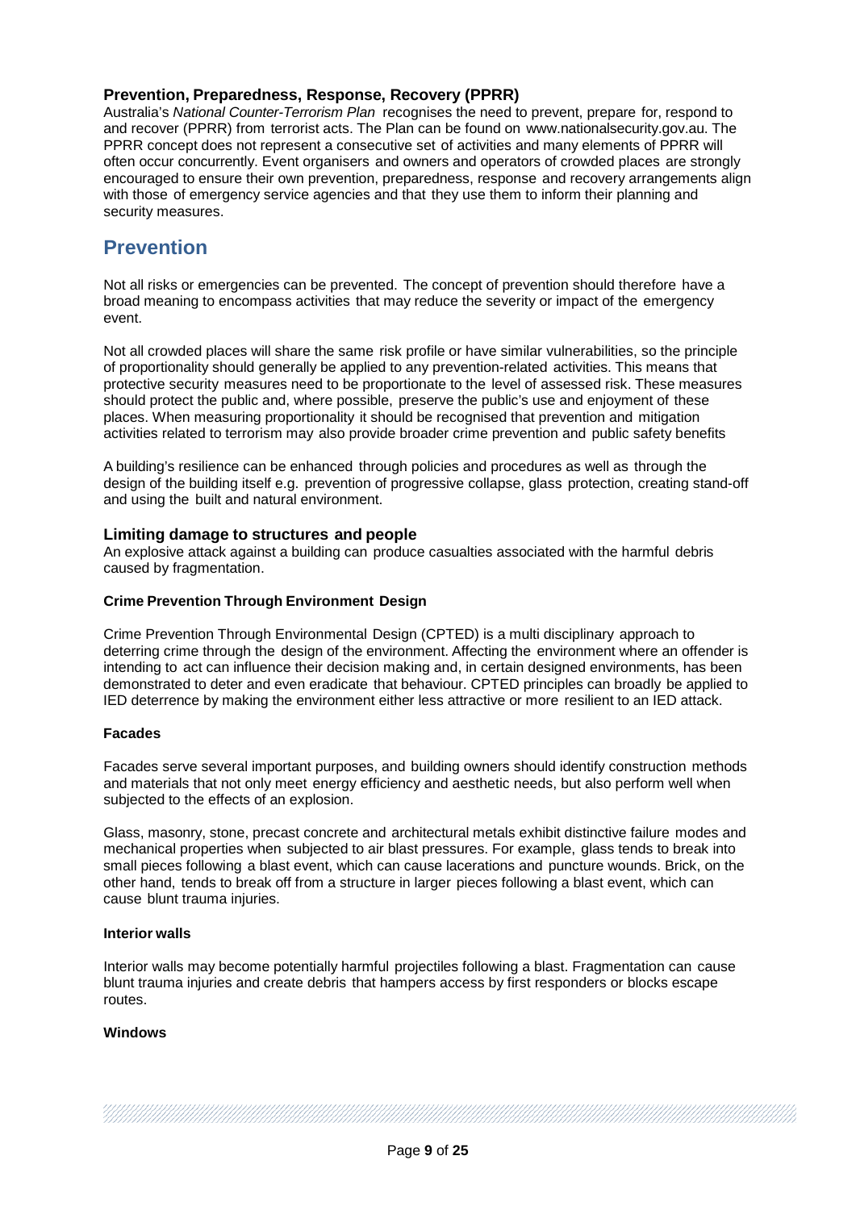### Prevention, Preparedness, Response, Recovery (PPRR)

Australia's *National Counter-Terrorism Plan* recognises the need to prevent, prepare for, respond to and recover (PPRR) from terrorist acts. The Plan can be found on www.nationalsecurity.gov.au. The PPRR concept does not represent a consecutive set of activities and many elements of PPRR will often occur concurrently. Event organisers and owners and operators of crowded places are strongly encouraged to ensure their own prevention, preparedness, response and recovery arrangements align with those of emergency service agencies and that they use them to inform their planning and security measures.

## Prevention

Not all risks or emergencies can be prevented. The concept of prevention should therefore have a broad meaning to encompass activities that may reduce the severity or impact of the emergency event.

Not all crowded places will share the same risk profile or have similar vulnerabilities, so the principle of proportionality should generally be applied to any prevention-related activities. This means that protective security measures need to be proportionate to the level of assessed risk. These measures should protect the public and, where possible, preserve the public's use and enjoyment of these places. When measuring proportionality it should be recognised that prevention and mitigation activities related to terrorism may also provide broader crime prevention and public safety benefits

A building's resilience can be enhanced through policies and procedures as well as through the design of the building itself e.g. prevention of progressive collapse, glass protection, creating stand-off and using the built and natural environment.

### Limiting damage to structures and people

An explosive attack against a building can produce casualties associated with the harmful debris caused by fragmentation.

#### Crime Prevention Through Environment Design

Crime Prevention Through Environmental Design (CPTED) is a multi disciplinary approach to deterring crime through the design of the environment. Affecting the environment where an offender is intending to act can influence their decision making and, in certain designed environments, has been demonstrated to deter and even eradicate that behaviour. CPTED principles can broadly be applied to IED deterrence by making the environment either less attractive or more resilient to an IED attack.

#### Facades

Facades serve several important purposes, and building owners should identify construction methods and materials that not only meet energy efficiency and aesthetic needs, but also perform well when subjected to the effects of an explosion.

Glass, masonry, stone, precast concrete and architectural metals exhibit distinctive failure modes and mechanical properties when subjected to air blast pressures. For example, glass tends to break into small pieces following a blast event, which can cause lacerations and puncture wounds. Brick, on the other hand, tends to break off from a structure in larger pieces following a blast event, which can cause blunt trauma injuries.

#### Interior walls

Interior walls may become potentially harmful projectiles following a blast. Fragmentation can cause blunt trauma injuries and create debris that hampers access by first responders or blocks escape routes.

#### Windows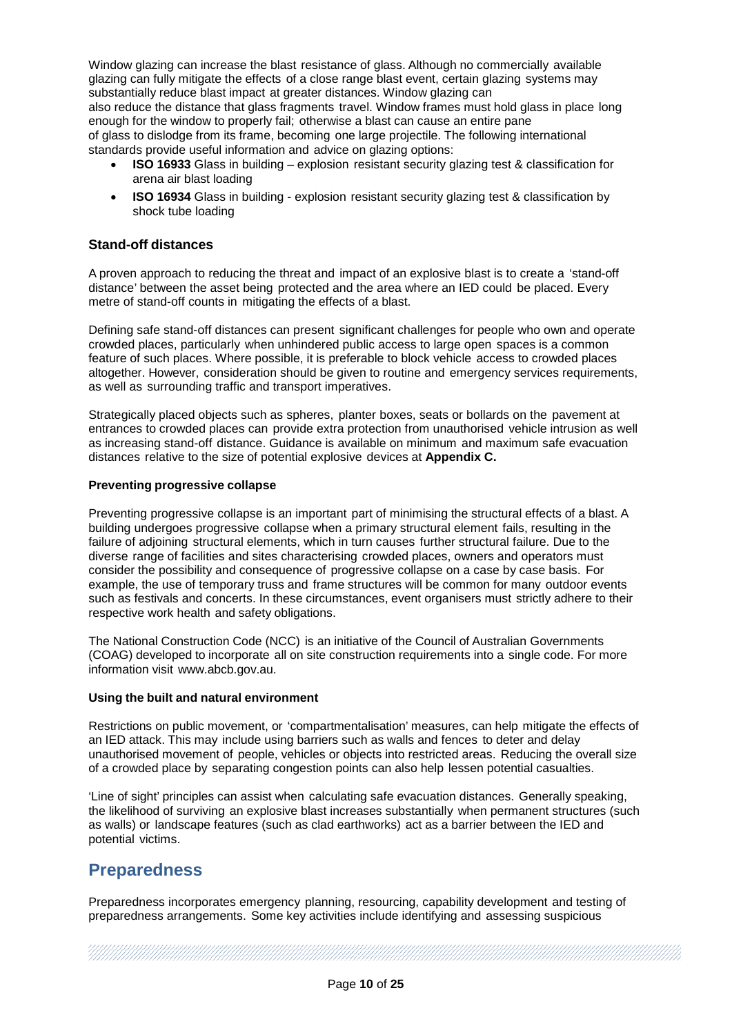Window glazing can increase the blast resistance of glass. Although no commercially available glazing can fully mitigate the effects of a close range blast event, certain glazing systems may substantially reduce blast impact at greater distances. Window glazing can also reduce the distance that glass fragments travel. Window frames must hold glass in place long enough for the window to properly fail; otherwise a blast can cause an entire pane of glass to dislodge from its frame, becoming one large projectile. The following international standards provide useful information and advice on glazing options:

- **ISO 16933** Glass in building – explosion resistant security glazing test & classification for arena air blast loading
- **ISO 16934** Glass in building - explosion resistant security glazing test & classification by shock tube loading

### Stand-off distances

A proven approach to reducing the threat and impact of an explosive blast is to create a 'stand-off distance' between the asset being protected and the area where an IED could be placed. Every metre of stand-off counts in mitigating the effects of a blast.

Defining safe stand-off distances can present significant challenges for people who own and operate crowded places, particularly when unhindered public access to large open spaces is a common feature of such places. Where possible, it is preferable to block vehicle access to crowded places altogether. However, consideration should be given to routine and emergency services requirements, as well as surrounding traffic and transport imperatives.

Strategically placed objects such as spheres, planter boxes, seats or bollards on the pavement at entrances to crowded places can provide extra protection from unauthorised vehicle intrusion as well as increasing stand-off distance. Guidance is available on minimum and maximum safe evacuation distances relative to the size of potential explosive devices at **Appendix C.**

#### Preventing progressive collapse

Preventing progressive collapse is an important part of minimising the structural effects of a blast. A building undergoes progressive collapse when a primary structural element fails, resulting in the failure of adjoining structural elements, which in turn causes further structural failure. Due to the diverse range of facilities and sites characterising crowded places, owners and operators must consider the possibility and consequence of progressive collapse on a case by case basis. For example, the use of temporary truss and frame structures will be common for many outdoor events such as festivals and concerts. In these circumstances, event organisers must strictly adhere to their respective work health and safety obligations.

The National Construction Code (NCC) is an initiative of the Council of Australian Governments (COAG) developed to incorporate all on site construction requirements into a single code. For more information visit www.abcb.gov.au.

#### Using the built and natural environment

Restrictions on public movement, or 'compartmentalisation' measures, can help mitigate the effects of an IED attack. This may include using barriers such as walls and fences to deter and delay unauthorised movement of people, vehicles or objects into restricted areas. Reducing the overall size of a crowded place by separating congestion points can also help lessen potential casualties.

'Line of sight' principles can assist when calculating safe evacuation distances. Generally speaking, the likelihood of surviving an explosive blast increases substantially when permanent structures (such as walls) or landscape features (such as clad earthworks) act as a barrier between the IED and potential victims.

## Preparedness

Preparedness incorporates emergency planning, resourcing, capability development and testing of preparedness arrangements. Some key activities include identifying and assessing suspicious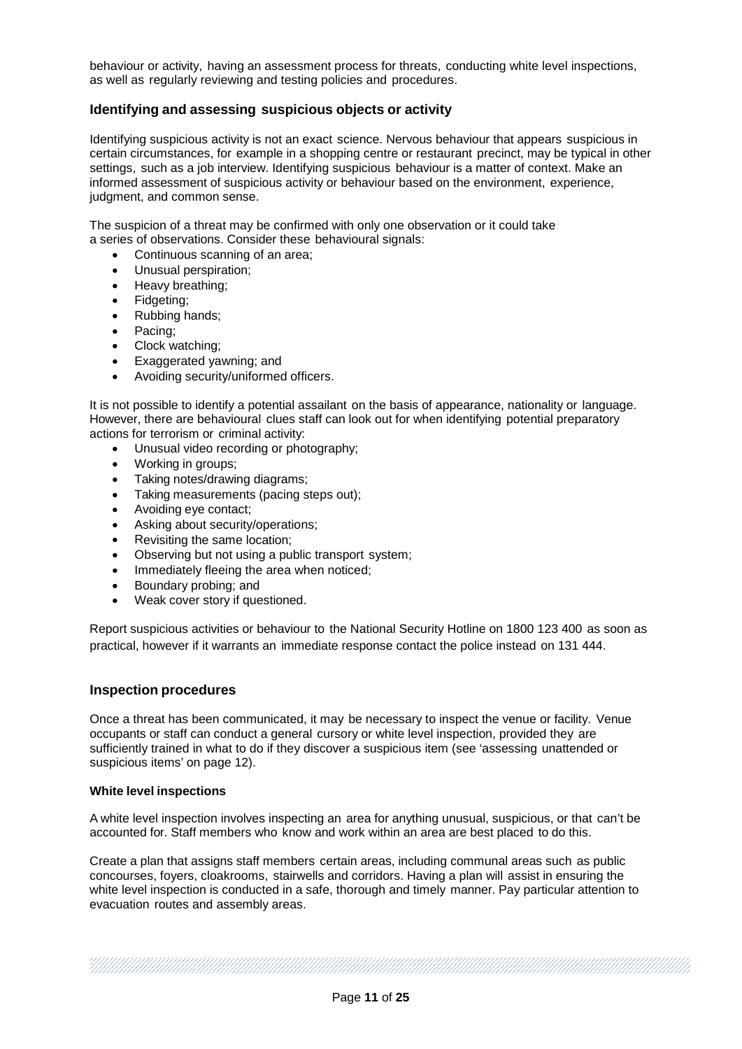behaviour or activity, having an assessment process for threats, conducting white level inspections, as well as regularly reviewing and testing policies and procedures.

## Identifying and assessing suspicious objects or activity

Identifying suspicious activity is not an exact science. Nervous behaviour that appears suspicious in certain circumstances, for example in a shopping centre or restaurant precinct, may be typical in other settings, such as a job interview. Identifying suspicious behaviour is a matter of context. Make an informed assessment of suspicious activity or behaviour based on the environment, experience, judgment, and common sense.

The suspicion of a threat may be confirmed with only one observation or it could take a series of observations. Consider these behavioural signals:

- Continuous scanning of an area;
- Unusual perspiration;
- Heavy breathing;
- Fidgeting;
- Rubbing hands;
- Pacing;
- Clock watching;
- Exaggerated yawning; and
- Avoiding security/uniformed officers.

It is not possible to identify a potential assailant on the basis of appearance, nationality or language. However, there are behavioural clues staff can look out for when identifying potential preparatory actions for terrorism or criminal activity:

- Unusual video recording or photography;
- Working in groups;
- Taking notes/drawing diagrams;
- Taking measurements (pacing steps out);
- Avoiding eye contact;
- Asking about security/operations;
- Revisiting the same location;
- Observing but not using a public transport system;
- Immediately fleeing the area when noticed;
- Boundary probing; and
- Weak cover story if questioned.

Report suspicious activities or behaviour to the National Security Hotline on 1800 123 400 as soon as practical, however if it warrants an immediate response contact the police instead on 131 444.

## Inspection procedures

Once a threat has been communicated, it may be necessary to inspect the venue or facility. Venue occupants or staff can conduct a general cursory or white level inspection, provided they are sufficiently trained in what to do if they discover a suspicious item (see 'assessing unattended or suspicious items' on page 12).

### White level inspections

A white level inspection involves inspecting an area for anything unusual, suspicious, or that can't be accounted for. Staff members who know and work within an area are best placed to do this.

Create a plan that assigns staff members certain areas, including communal areas such as public concourses, foyers, cloakrooms, stairwells and corridors. Having a plan will assist in ensuring the white level inspection is conducted in a safe, thorough and timely manner. Pay particular attention to evacuation routes and assembly areas.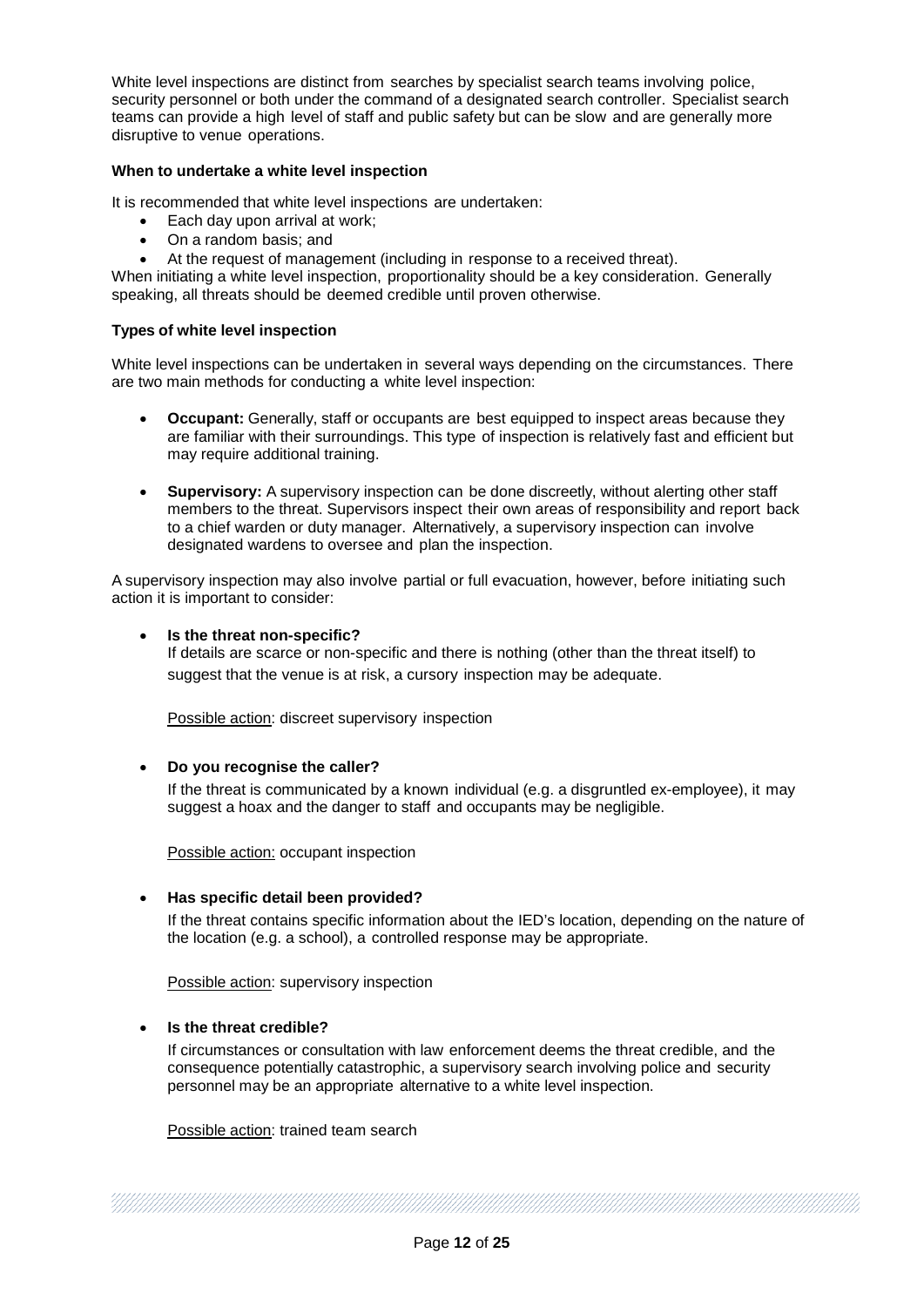White level inspections are distinct from searches by specialist search teams involving police, security personnel or both under the command of a designated search controller. Specialist search teams can provide a high level of staff and public safety but can be slow and are generally more disruptive to venue operations.

**When to undertake a white level inspection**

It is recommended that white level inspections are undertaken:

- Each day upon arrival at work;
- On a random basis; and
- At the request of management (including in response to a received threat).

When initiating a white level inspection, proportionality should be a key consideration. Generally speaking, all threats should be deemed credible until proven otherwise.

**Types of white level inspection**

White level inspections can be undertaken in several ways depending on the circumstances. There are two main methods for conducting a white level inspection:

- **Occupant:** Generally, staff or occupants are best equipped to inspect areas because they are familiar with their surroundings. This type of inspection is relatively fast and efficient but may require additional training.
- **Supervisory:** A supervisory inspection can be done discreetly, without alerting other staff members to the threat. Supervisors inspect their own areas of responsibility and report back to a chief warden or duty manager. Alternatively, a supervisory inspection can involve designated wardens to oversee and plan the inspection.

A supervisory inspection may also involve partial or full evacuation, however, before initiating such action it is important to consider:

- **Is the threat non-specific?**

  If details are scarce or non-specific and there is nothing (other than the threat itself) to suggest that the venue is at risk, a cursory inspection may be adequate.

  Possible action: discreet supervisory inspection

- **Do you recognise the caller?**

  If the threat is communicated by a known individual (e.g. a disgruntled ex-employee), it may suggest a hoax and the danger to staff and occupants may be negligible.

  Possible action: occupant inspection

- **Has specific detail been provided?**

  If the threat contains specific information about the IED's location, depending on the nature of the location (e.g. a school), a controlled response may be appropriate.

  Possible action: supervisory inspection

- **Is the threat credible?**

  If circumstances or consultation with law enforcement deems the threat credible, and the consequence potentially catastrophic, a supervisory search involving police and security personnel may be an appropriate alternative to a white level inspection.

  Possible action: trained team search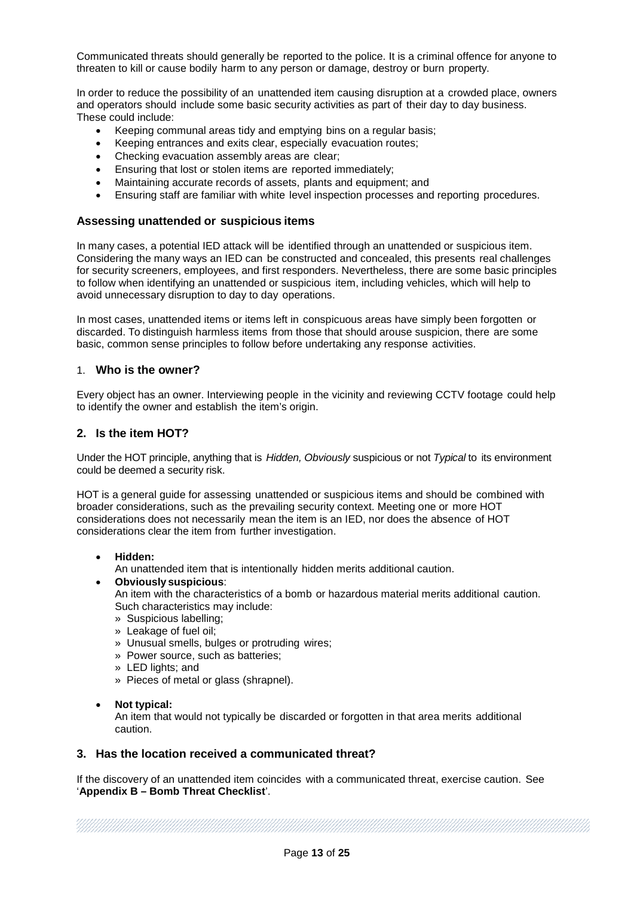Communicated threats should generally be reported to the police. It is a criminal offence for anyone to threaten to kill or cause bodily harm to any person or damage, destroy or burn property.

In order to reduce the possibility of an unattended item causing disruption at a crowded place, owners and operators should include some basic security activities as part of their day to day business. These could include:

- Keeping communal areas tidy and emptying bins on a regular basis;
- Keeping entrances and exits clear, especially evacuation routes;
- Checking evacuation assembly areas are clear;
- Ensuring that lost or stolen items are reported immediately;
- Maintaining accurate records of assets, plants and equipment; and
- Ensuring staff are familiar with white level inspection processes and reporting procedures.

### Assessing unattended or suspicious items

In many cases, a potential IED attack will be identified through an unattended or suspicious item. Considering the many ways an IED can be constructed and concealed, this presents real challenges for security screeners, employees, and first responders. Nevertheless, there are some basic principles to follow when identifying an unattended or suspicious item, including vehicles, which will help to avoid unnecessary disruption to day to day operations.

In most cases, unattended items or items left in conspicuous areas have simply been forgotten or discarded. To distinguish harmless items from those that should arouse suspicion, there are some basic, common sense principles to follow before undertaking any response activities.

#### 1. Who is the owner?

Every object has an owner. Interviewing people in the vicinity and reviewing CCTV footage could help to identify the owner and establish the item's origin.

#### 2. Is the item HOT?

Under the HOT principle, anything that is *Hidden, Obviously* suspicious or not *Typical* to its environment could be deemed a security risk.

HOT is a general guide for assessing unattended or suspicious items and should be combined with broader considerations, such as the prevailing security context. Meeting one or more HOT considerations does not necessarily mean the item is an IED, nor does the absence of HOT considerations clear the item from further investigation.

- **Hidden:**
  An unattended item that is intentionally hidden merits additional caution.
- **Obviously suspicious**:
  An item with the characteristics of a bomb or hazardous material merits additional caution. Such characteristics may include:
  - Suspicious labelling;
  - Leakage of fuel oil;
  - Unusual smells, bulges or protruding wires;
  - Power source, such as batteries;
  - LED lights; and
  - Pieces of metal or glass (shrapnel).
- **Not typical:**
  An item that would not typically be discarded or forgotten in that area merits additional caution.

#### 3. Has the location received a communicated threat?

If the discovery of an unattended item coincides with a communicated threat, exercise caution. See '**Appendix B – Bomb Threat Checklist**'.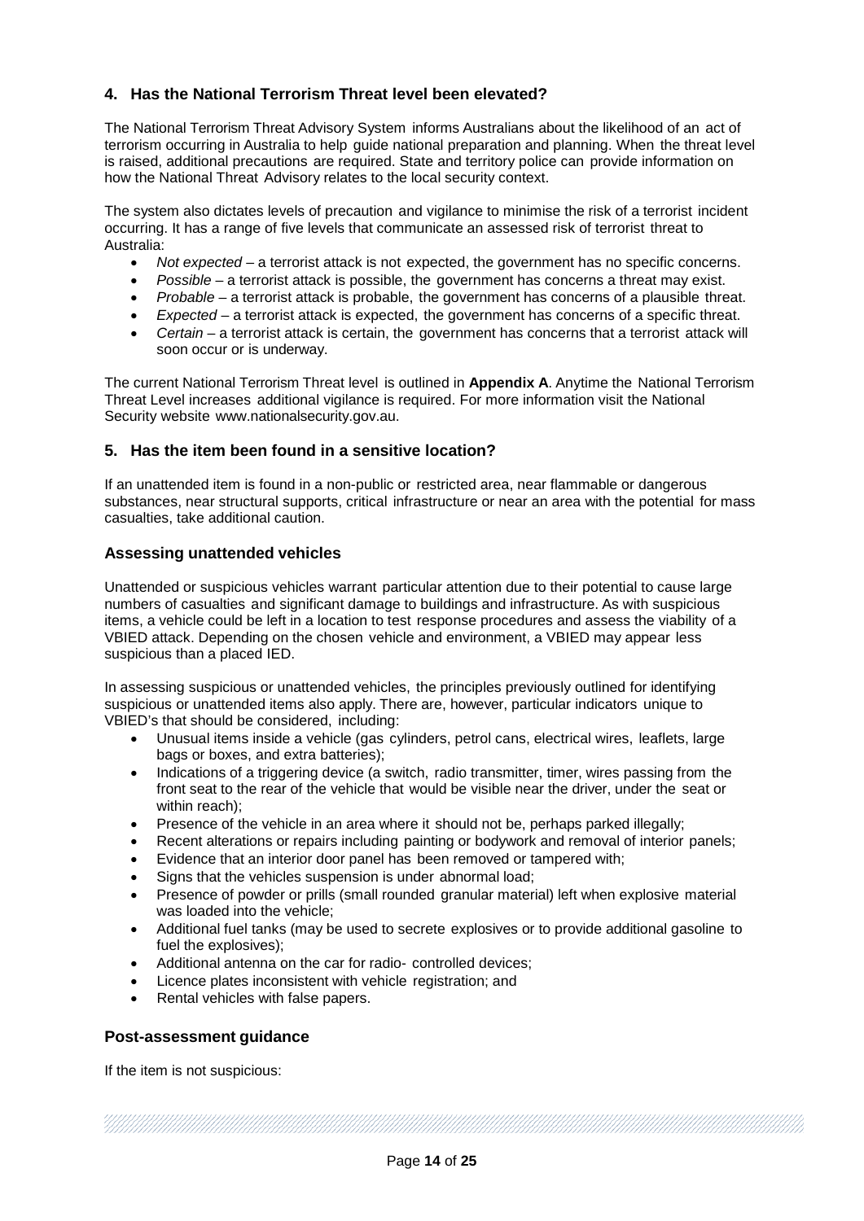### 4. Has the National Terrorism Threat level been elevated?

The National Terrorism Threat Advisory System informs Australians about the likelihood of an act of terrorism occurring in Australia to help guide national preparation and planning. When the threat level is raised, additional precautions are required. State and territory police can provide information on how the National Threat Advisory relates to the local security context.

The system also dictates levels of precaution and vigilance to minimise the risk of a terrorist incident occurring. It has a range of five levels that communicate an assessed risk of terrorist threat to Australia:

- *Not expected* – a terrorist attack is not expected, the government has no specific concerns.
- *Possible* – a terrorist attack is possible, the government has concerns a threat may exist.
- *Probable* – a terrorist attack is probable, the government has concerns of a plausible threat.
- *Expected* – a terrorist attack is expected, the government has concerns of a specific threat.
- *Certain* – a terrorist attack is certain, the government has concerns that a terrorist attack will soon occur or is underway.

The current National Terrorism Threat level is outlined in **Appendix A**. Anytime the National Terrorism Threat Level increases additional vigilance is required. For more information visit the National Security website www.nationalsecurity.gov.au.

### 5. Has the item been found in a sensitive location?

If an unattended item is found in a non-public or restricted area, near flammable or dangerous substances, near structural supports, critical infrastructure or near an area with the potential for mass casualties, take additional caution.

### Assessing unattended vehicles

Unattended or suspicious vehicles warrant particular attention due to their potential to cause large numbers of casualties and significant damage to buildings and infrastructure. As with suspicious items, a vehicle could be left in a location to test response procedures and assess the viability of a VBIED attack. Depending on the chosen vehicle and environment, a VBIED may appear less suspicious than a placed IED.

In assessing suspicious or unattended vehicles, the principles previously outlined for identifying suspicious or unattended items also apply. There are, however, particular indicators unique to VBIED's that should be considered, including:

- Unusual items inside a vehicle (gas cylinders, petrol cans, electrical wires, leaflets, large bags or boxes, and extra batteries);
- Indications of a triggering device (a switch, radio transmitter, timer, wires passing from the front seat to the rear of the vehicle that would be visible near the driver, under the seat or within reach);
- Presence of the vehicle in an area where it should not be, perhaps parked illegally;
- Recent alterations or repairs including painting or bodywork and removal of interior panels;
- Evidence that an interior door panel has been removed or tampered with;
- Signs that the vehicles suspension is under abnormal load;
- Presence of powder or prills (small rounded granular material) left when explosive material was loaded into the vehicle;
- Additional fuel tanks (may be used to secrete explosives or to provide additional gasoline to fuel the explosives);
- Additional antenna on the car for radio- controlled devices;
- Licence plates inconsistent with vehicle registration; and
- Rental vehicles with false papers.

### Post-assessment guidance

If the item is not suspicious: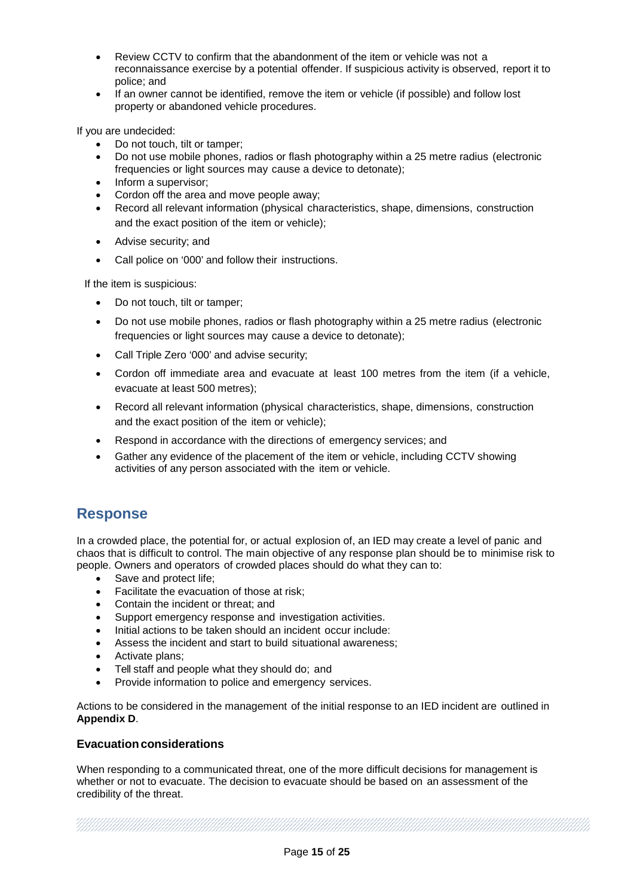- Review CCTV to confirm that the abandonment of the item or vehicle was not a reconnaissance exercise by a potential offender. If suspicious activity is observed, report it to police; and
- If an owner cannot be identified, remove the item or vehicle (if possible) and follow lost property or abandoned vehicle procedures.

If you are undecided:

- Do not touch, tilt or tamper;
- Do not use mobile phones, radios or flash photography within a 25 metre radius (electronic frequencies or light sources may cause a device to detonate);
- Inform a supervisor;
- Cordon off the area and move people away;
- Record all relevant information (physical characteristics, shape, dimensions, construction and the exact position of the item or vehicle);
- Advise security; and
- Call police on '000' and follow their instructions.

If the item is suspicious:

- Do not touch, tilt or tamper;
- Do not use mobile phones, radios or flash photography within a 25 metre radius (electronic frequencies or light sources may cause a device to detonate);
- Call Triple Zero '000' and advise security;
- Cordon off immediate area and evacuate at least 100 metres from the item (if a vehicle, evacuate at least 500 metres);
- Record all relevant information (physical characteristics, shape, dimensions, construction and the exact position of the item or vehicle);
- Respond in accordance with the directions of emergency services; and
- Gather any evidence of the placement of the item or vehicle, including CCTV showing activities of any person associated with the item or vehicle.

## Response

In a crowded place, the potential for, or actual explosion of, an IED may create a level of panic and chaos that is difficult to control. The main objective of any response plan should be to minimise risk to people. Owners and operators of crowded places should do what they can to:

- Save and protect life;
- Facilitate the evacuation of those at risk;
- Contain the incident or threat; and
- Support emergency response and investigation activities.
- Initial actions to be taken should an incident occur include:
- Assess the incident and start to build situational awareness;
- Activate plans;
- Tell staff and people what they should do; and
- Provide information to police and emergency services.

Actions to be considered in the management of the initial response to an IED incident are outlined in **Appendix D**.

### Evacuation considerations

When responding to a communicated threat, one of the more difficult decisions for management is whether or not to evacuate. The decision to evacuate should be based on an assessment of the credibility of the threat.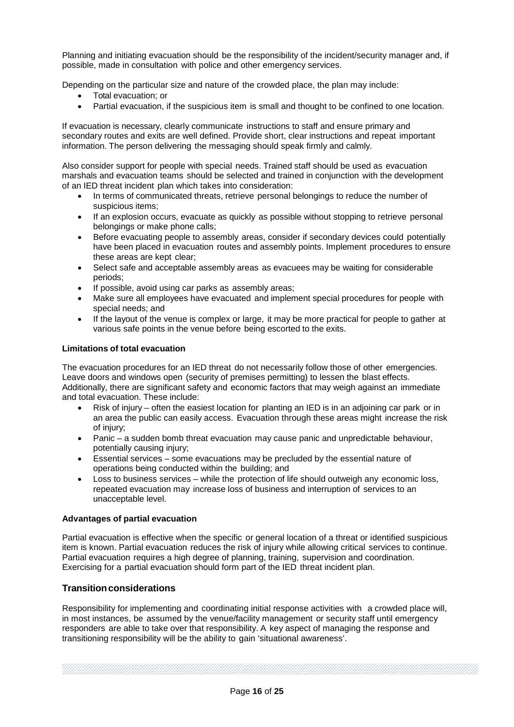Planning and initiating evacuation should be the responsibility of the incident/security manager and, if possible, made in consultation with police and other emergency services.

Depending on the particular size and nature of the crowded place, the plan may include:

- Total evacuation; or
- Partial evacuation, if the suspicious item is small and thought to be confined to one location.

If evacuation is necessary, clearly communicate instructions to staff and ensure primary and secondary routes and exits are well defined. Provide short, clear instructions and repeat important information. The person delivering the messaging should speak firmly and calmly.

Also consider support for people with special needs. Trained staff should be used as evacuation marshals and evacuation teams should be selected and trained in conjunction with the development of an IED threat incident plan which takes into consideration:

- In terms of communicated threats, retrieve personal belongings to reduce the number of suspicious items;
- If an explosion occurs, evacuate as quickly as possible without stopping to retrieve personal belongings or make phone calls;
- Before evacuating people to assembly areas, consider if secondary devices could potentially have been placed in evacuation routes and assembly points. Implement procedures to ensure these areas are kept clear;
- Select safe and acceptable assembly areas as evacuees may be waiting for considerable periods;
- If possible, avoid using car parks as assembly areas;
- Make sure all employees have evacuated and implement special procedures for people with special needs; and
- If the layout of the venue is complex or large, it may be more practical for people to gather at various safe points in the venue before being escorted to the exits.

**Limitations of total evacuation**

The evacuation procedures for an IED threat do not necessarily follow those of other emergencies. Leave doors and windows open (security of premises permitting) to lessen the blast effects. Additionally, there are significant safety and economic factors that may weigh against an immediate and total evacuation. These include:

- Risk of injury – often the easiest location for planting an IED is in an adjoining car park or in an area the public can easily access. Evacuation through these areas might increase the risk of injury;
- Panic – a sudden bomb threat evacuation may cause panic and unpredictable behaviour, potentially causing injury;
- Essential services – some evacuations may be precluded by the essential nature of operations being conducted within the building; and
- Loss to business services – while the protection of life should outweigh any economic loss, repeated evacuation may increase loss of business and interruption of services to an unacceptable level.

**Advantages of partial evacuation**

Partial evacuation is effective when the specific or general location of a threat or identified suspicious item is known. Partial evacuation reduces the risk of injury while allowing critical services to continue. Partial evacuation requires a high degree of planning, training, supervision and coordination. Exercising for a partial evacuation should form part of the IED threat incident plan.

## Transition considerations

Responsibility for implementing and coordinating initial response activities with a crowded place will, in most instances, be assumed by the venue/facility management or security staff until emergency responders are able to take over that responsibility. A key aspect of managing the response and transitioning responsibility will be the ability to gain 'situational awareness'.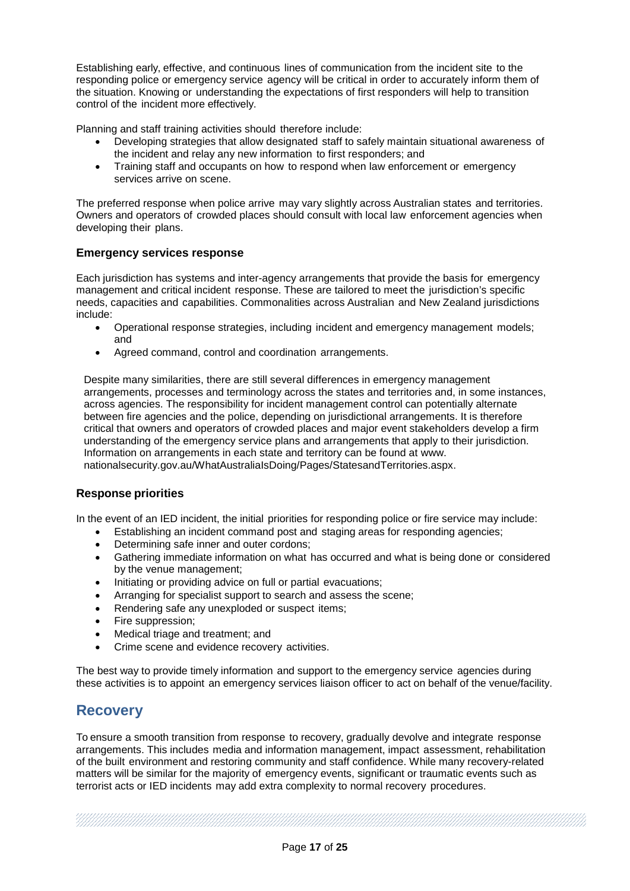Establishing early, effective, and continuous lines of communication from the incident site to the responding police or emergency service agency will be critical in order to accurately inform them of the situation. Knowing or understanding the expectations of first responders will help to transition control of the incident more effectively.

Planning and staff training activities should therefore include:

- Developing strategies that allow designated staff to safely maintain situational awareness of the incident and relay any new information to first responders; and
- Training staff and occupants on how to respond when law enforcement or emergency services arrive on scene.

The preferred response when police arrive may vary slightly across Australian states and territories. Owners and operators of crowded places should consult with local law enforcement agencies when developing their plans.

### Emergency services response

Each jurisdiction has systems and inter-agency arrangements that provide the basis for emergency management and critical incident response. These are tailored to meet the jurisdiction's specific needs, capacities and capabilities. Commonalities across Australian and New Zealand jurisdictions include:

- Operational response strategies, including incident and emergency management models; and
- Agreed command, control and coordination arrangements.

Despite many similarities, there are still several differences in emergency management arrangements, processes and terminology across the states and territories and, in some instances, across agencies. The responsibility for incident management control can potentially alternate between fire agencies and the police, depending on jurisdictional arrangements. It is therefore critical that owners and operators of crowded places and major event stakeholders develop a firm understanding of the emergency service plans and arrangements that apply to their jurisdiction. Information on arrangements in each state and territory can be found at www. nationalsecurity.gov.au/WhatAustraliaIsDoing/Pages/StatesandTerritories.aspx.

### Response priorities

In the event of an IED incident, the initial priorities for responding police or fire service may include:

- Establishing an incident command post and staging areas for responding agencies;
- Determining safe inner and outer cordons;
- Gathering immediate information on what has occurred and what is being done or considered by the venue management;
- Initiating or providing advice on full or partial evacuations;
- Arranging for specialist support to search and assess the scene;
- Rendering safe any unexploded or suspect items;
- Fire suppression;
- Medical triage and treatment; and
- Crime scene and evidence recovery activities.

The best way to provide timely information and support to the emergency service agencies during these activities is to appoint an emergency services liaison officer to act on behalf of the venue/facility.

## Recovery

To ensure a smooth transition from response to recovery, gradually devolve and integrate response arrangements. This includes media and information management, impact assessment, rehabilitation of the built environment and restoring community and staff confidence. While many recovery-related matters will be similar for the majority of emergency events, significant or traumatic events such as terrorist acts or IED incidents may add extra complexity to normal recovery procedures.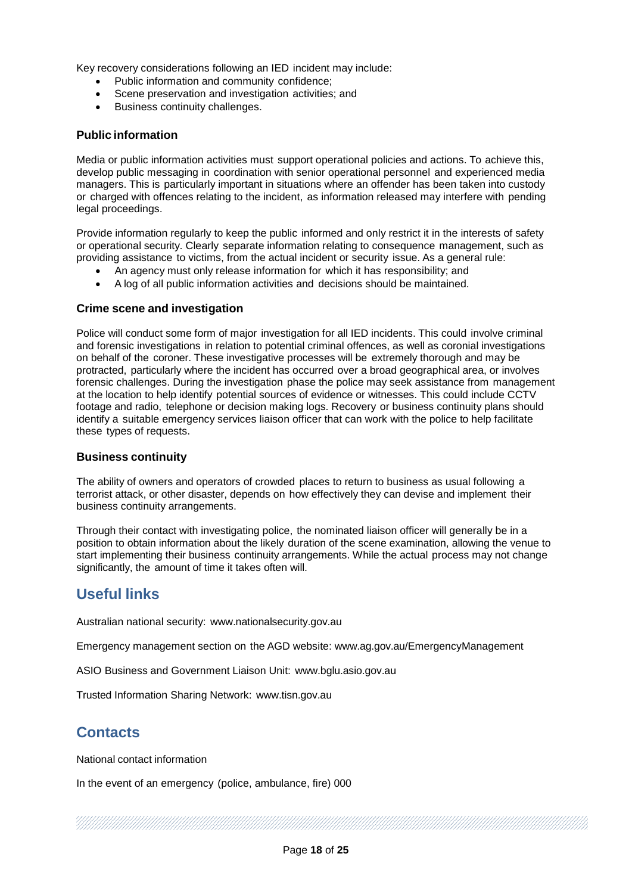Key recovery considerations following an IED incident may include:

- Public information and community confidence;
- Scene preservation and investigation activities; and
- Business continuity challenges.

### Public information

Media or public information activities must support operational policies and actions. To achieve this, develop public messaging in coordination with senior operational personnel and experienced media managers. This is particularly important in situations where an offender has been taken into custody or charged with offences relating to the incident, as information released may interfere with pending legal proceedings.

Provide information regularly to keep the public informed and only restrict it in the interests of safety or operational security. Clearly separate information relating to consequence management, such as providing assistance to victims, from the actual incident or security issue. As a general rule:

- An agency must only release information for which it has responsibility; and
- A log of all public information activities and decisions should be maintained.

### Crime scene and investigation

Police will conduct some form of major investigation for all IED incidents. This could involve criminal and forensic investigations in relation to potential criminal offences, as well as coronial investigations on behalf of the coroner. These investigative processes will be extremely thorough and may be protracted, particularly where the incident has occurred over a broad geographical area, or involves forensic challenges. During the investigation phase the police may seek assistance from management at the location to help identify potential sources of evidence or witnesses. This could include CCTV footage and radio, telephone or decision making logs. Recovery or business continuity plans should identify a suitable emergency services liaison officer that can work with the police to help facilitate these types of requests.

### Business continuity

The ability of owners and operators of crowded places to return to business as usual following a terrorist attack, or other disaster, depends on how effectively they can devise and implement their business continuity arrangements.

Through their contact with investigating police, the nominated liaison officer will generally be in a position to obtain information about the likely duration of the scene examination, allowing the venue to start implementing their business continuity arrangements. While the actual process may not change significantly, the amount of time it takes often will.

## Useful links

Australian national security: www.nationalsecurity.gov.au

Emergency management section on the AGD website: www.ag.gov.au/EmergencyManagement

ASIO Business and Government Liaison Unit: www.bglu.asio.gov.au

Trusted Information Sharing Network: www.tisn.gov.au

## Contacts

National contact information

In the event of an emergency (police, ambulance, fire) 000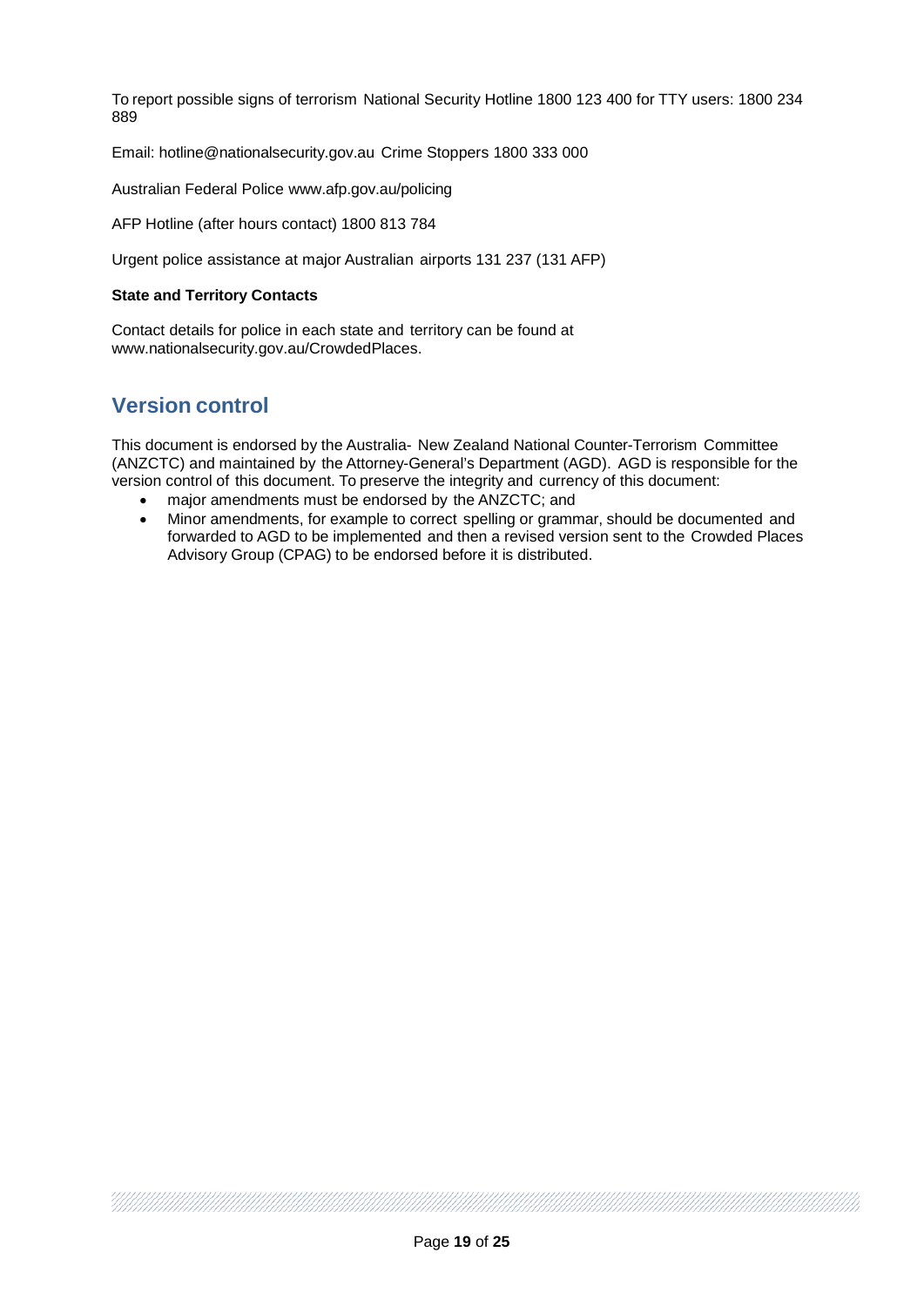To report possible signs of terrorism National Security Hotline 1800 123 400 for TTY users: 1800 234 889

Email: hotline@nationalsecurity.gov.au Crime Stoppers 1800 333 000

Australian Federal Police www.afp.gov.au/policing

AFP Hotline (after hours contact) 1800 813 784

Urgent police assistance at major Australian airports 131 237 (131 AFP)

**State and Territory Contacts**

Contact details for police in each state and territory can be found at www.nationalsecurity.gov.au/CrowdedPlaces.

## Version control

This document is endorsed by the Australia- New Zealand National Counter-Terrorism Committee (ANZCTC) and maintained by the Attorney-General's Department (AGD). AGD is responsible for the version control of this document. To preserve the integrity and currency of this document:

- major amendments must be endorsed by the ANZCTC; and
- Minor amendments, for example to correct spelling or grammar, should be documented and forwarded to AGD to be implemented and then a revised version sent to the Crowded Places Advisory Group (CPAG) to be endorsed before it is distributed.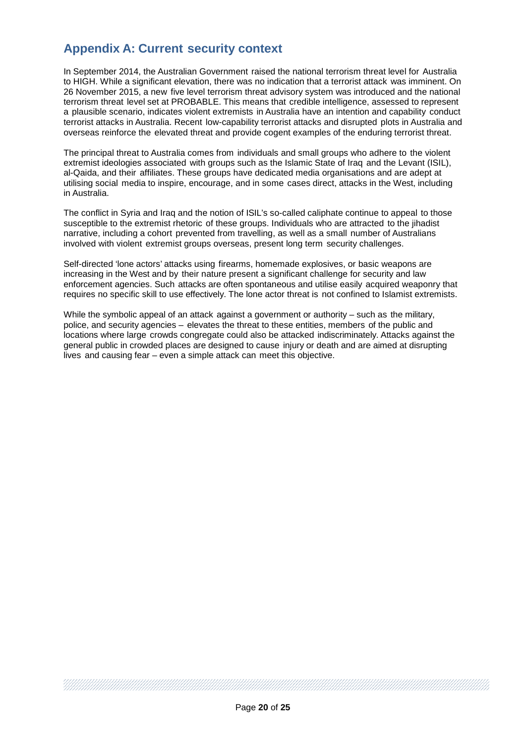## Appendix A: Current security context

In September 2014, the Australian Government raised the national terrorism threat level for Australia to HIGH. While a significant elevation, there was no indication that a terrorist attack was imminent. On 26 November 2015, a new five level terrorism threat advisory system was introduced and the national terrorism threat level set at PROBABLE. This means that credible intelligence, assessed to represent a plausible scenario, indicates violent extremists in Australia have an intention and capability conduct terrorist attacks in Australia. Recent low-capability terrorist attacks and disrupted plots in Australia and overseas reinforce the elevated threat and provide cogent examples of the enduring terrorist threat.

The principal threat to Australia comes from individuals and small groups who adhere to the violent extremist ideologies associated with groups such as the Islamic State of Iraq and the Levant (ISIL), al-Qaida, and their affiliates. These groups have dedicated media organisations and are adept at utilising social media to inspire, encourage, and in some cases direct, attacks in the West, including in Australia.

The conflict in Syria and Iraq and the notion of ISIL's so-called caliphate continue to appeal to those susceptible to the extremist rhetoric of these groups. Individuals who are attracted to the jihadist narrative, including a cohort prevented from travelling, as well as a small number of Australians involved with violent extremist groups overseas, present long term security challenges.

Self-directed 'lone actors' attacks using firearms, homemade explosives, or basic weapons are increasing in the West and by their nature present a significant challenge for security and law enforcement agencies. Such attacks are often spontaneous and utilise easily acquired weaponry that requires no specific skill to use effectively. The lone actor threat is not confined to Islamist extremists.

While the symbolic appeal of an attack against a government or authority – such as the military, police, and security agencies – elevates the threat to these entities, members of the public and locations where large crowds congregate could also be attacked indiscriminately. Attacks against the general public in crowded places are designed to cause injury or death and are aimed at disrupting lives and causing fear – even a simple attack can meet this objective.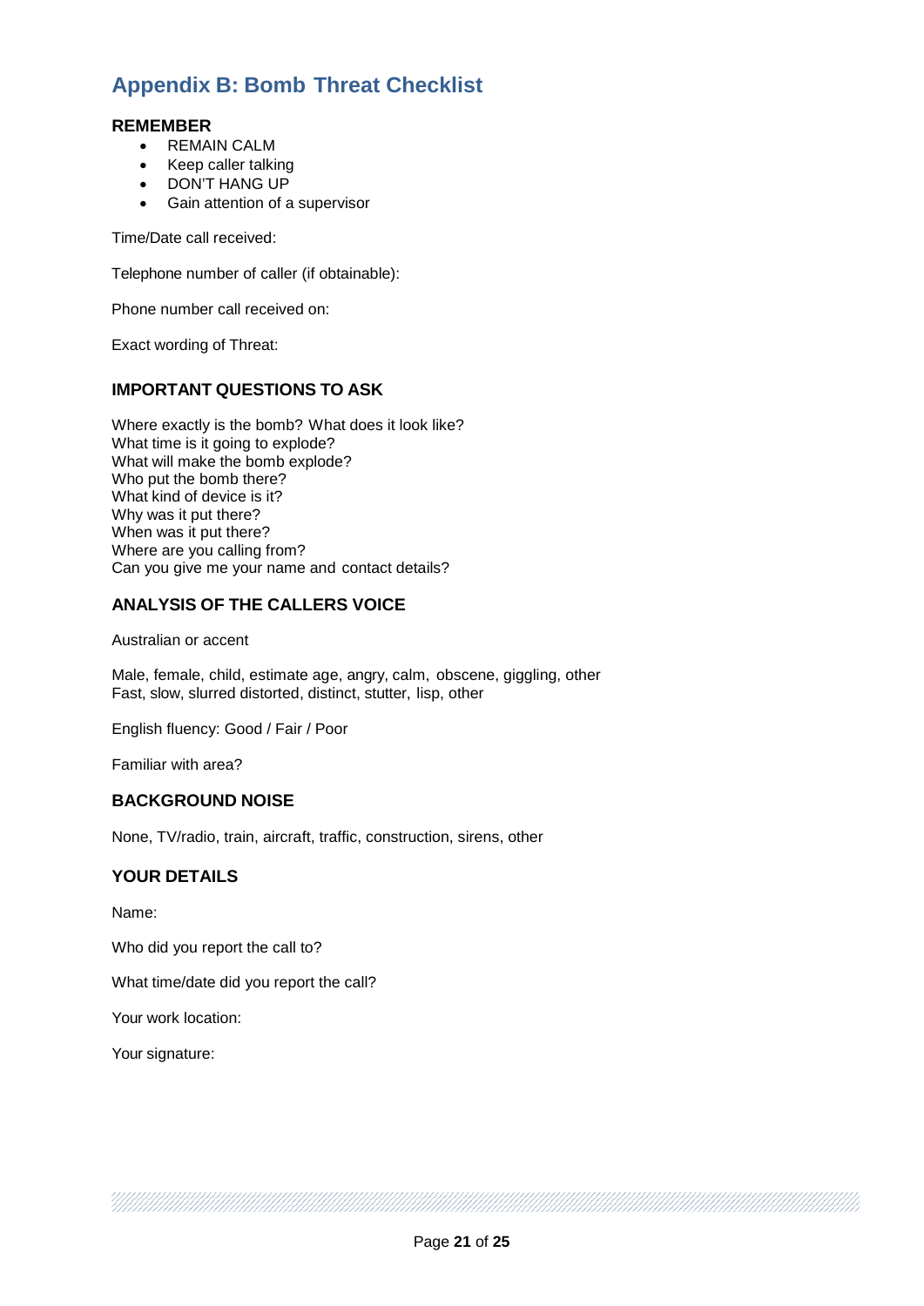## Appendix B: Bomb Threat Checklist

### REMEMBER

- REMAIN CALM
- Keep caller talking
- DON'T HANG UP
- Gain attention of a supervisor

Time/Date call received:

Telephone number of caller (if obtainable):

Phone number call received on:

Exact wording of Threat:

### IMPORTANT QUESTIONS TO ASK

Where exactly is the bomb? What does it look like?
What time is it going to explode?
What will make the bomb explode?
Who put the bomb there?
What kind of device is it?
Why was it put there?
When was it put there?
Where are you calling from?
Can you give me your name and contact details?

### ANALYSIS OF THE CALLERS VOICE

Australian or accent

Male, female, child, estimate age, angry, calm, obscene, giggling, other
Fast, slow, slurred distorted, distinct, stutter, lisp, other

English fluency: Good / Fair / Poor

Familiar with area?

### BACKGROUND NOISE

None, TV/radio, train, aircraft, traffic, construction, sirens, other

### YOUR DETAILS

Name:

Who did you report the call to?

What time/date did you report the call?

Your work location:

Your signature: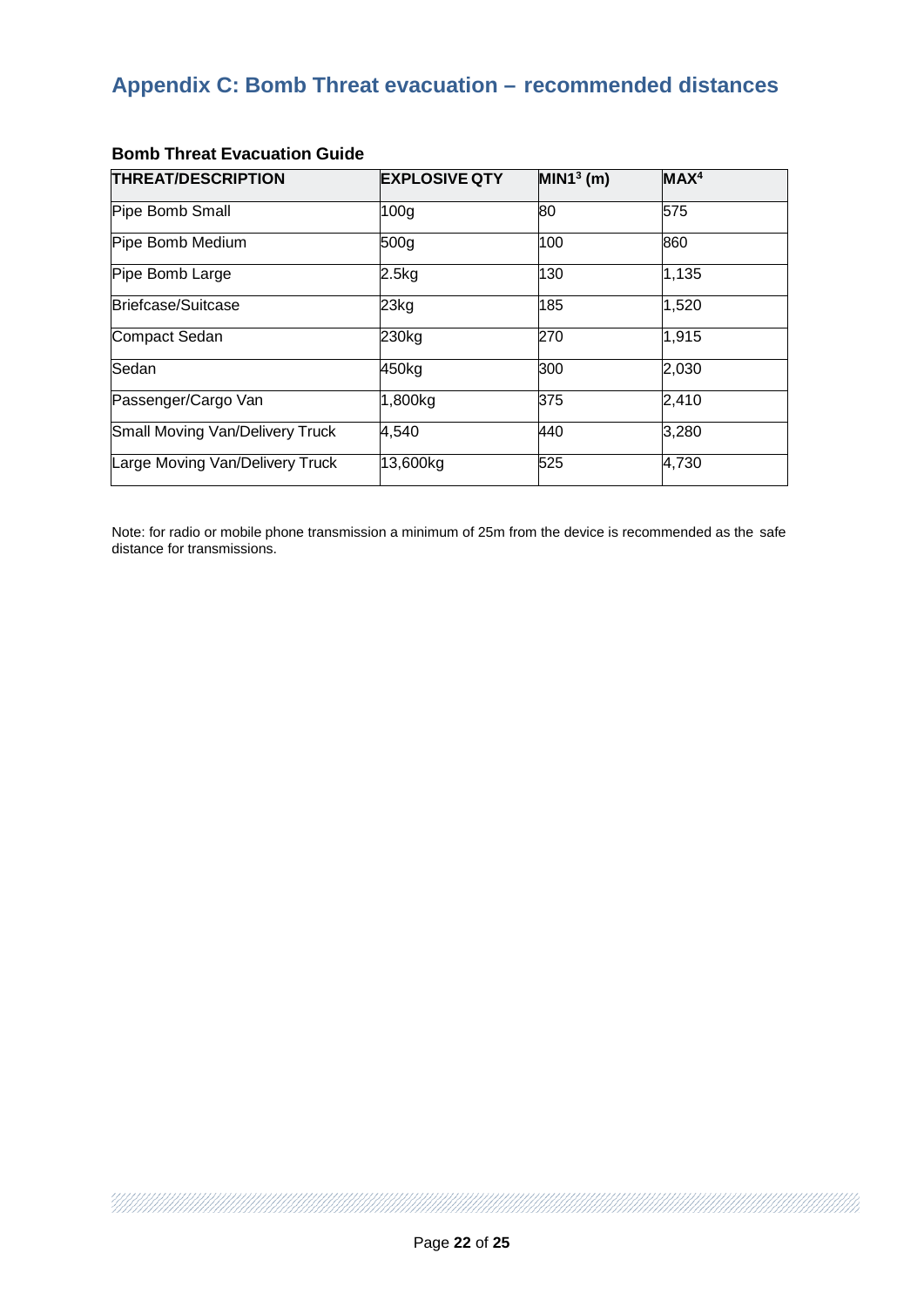# Appendix C: Bomb Threat evacuation – recommended distances

### Bomb Threat Evacuation Guide

| THREAT/DESCRIPTION | EXPLOSIVE QTY | MIN1[3] (m) | MAX[4] |
|---|---|---|---|
| Pipe Bomb Small | 100g | 80 | 575 |
| Pipe Bomb Medium | 500g | 100 | 860 |
| Pipe Bomb Large | 2.5kg | 130 | 1,135 |
| Briefcase/Suitcase | 23kg | 185 | 1,520 |
| Compact Sedan | 230kg | 270 | 1,915 |
| Sedan | 450kg | 300 | 2,030 |
| Passenger/Cargo Van | 1,800kg | 375 | 2,410 |
| Small Moving Van/Delivery Truck | 4,540 | 440 | 3,280 |
| Large Moving Van/Delivery Truck | 13,600kg | 525 | 4,730 |

Note: for radio or mobile phone transmission a minimum of 25m from the device is recommended as the safe distance for transmissions.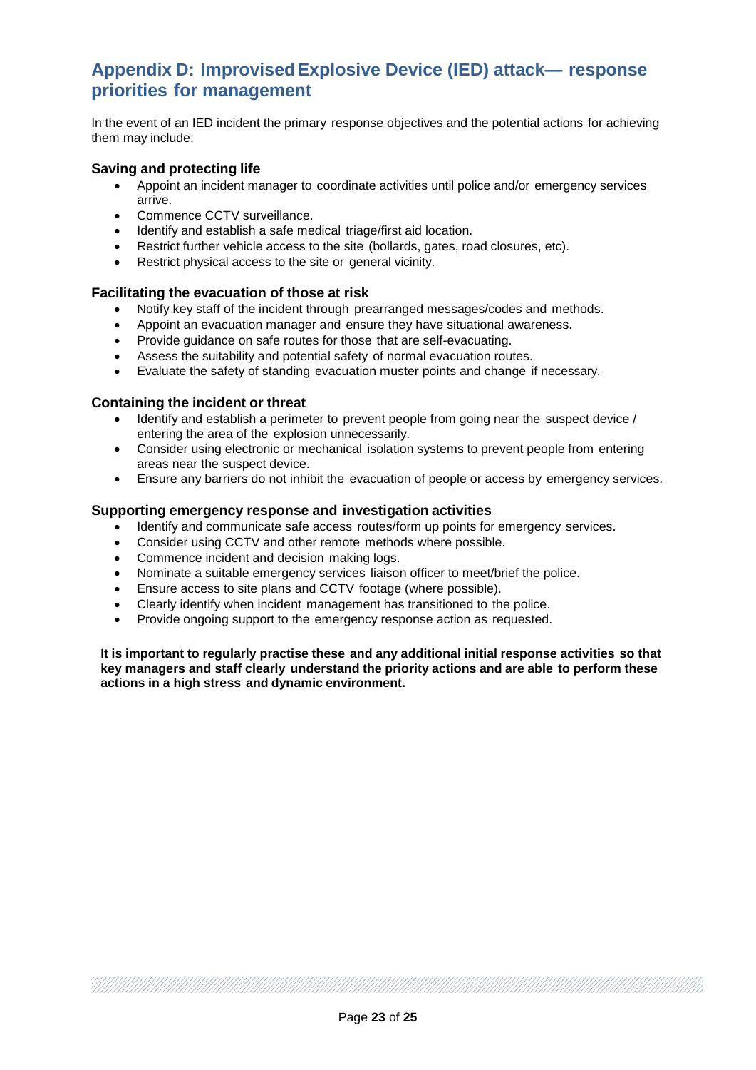## Appendix D: Improvised Explosive Device (IED) attack— response priorities for management

In the event of an IED incident the primary response objectives and the potential actions for achieving them may include:

### Saving and protecting life

- Appoint an incident manager to coordinate activities until police and/or emergency services arrive.
- Commence CCTV surveillance.
- Identify and establish a safe medical triage/first aid location.
- Restrict further vehicle access to the site (bollards, gates, road closures, etc).
- Restrict physical access to the site or general vicinity.

### Facilitating the evacuation of those at risk

- Notify key staff of the incident through prearranged messages/codes and methods.
- Appoint an evacuation manager and ensure they have situational awareness.
- Provide guidance on safe routes for those that are self-evacuating.
- Assess the suitability and potential safety of normal evacuation routes.
- Evaluate the safety of standing evacuation muster points and change if necessary.

### Containing the incident or threat

- Identify and establish a perimeter to prevent people from going near the suspect device / entering the area of the explosion unnecessarily.
- Consider using electronic or mechanical isolation systems to prevent people from entering areas near the suspect device.
- Ensure any barriers do not inhibit the evacuation of people or access by emergency services.

### Supporting emergency response and investigation activities

- Identify and communicate safe access routes/form up points for emergency services.
- Consider using CCTV and other remote methods where possible.
- Commence incident and decision making logs.
- Nominate a suitable emergency services liaison officer to meet/brief the police.
- Ensure access to site plans and CCTV footage (where possible).
- Clearly identify when incident management has transitioned to the police.
- Provide ongoing support to the emergency response action as requested.

**It is important to regularly practise these and any additional initial response activities so that key managers and staff clearly understand the priority actions and are able to perform these actions in a high stress and dynamic environment.**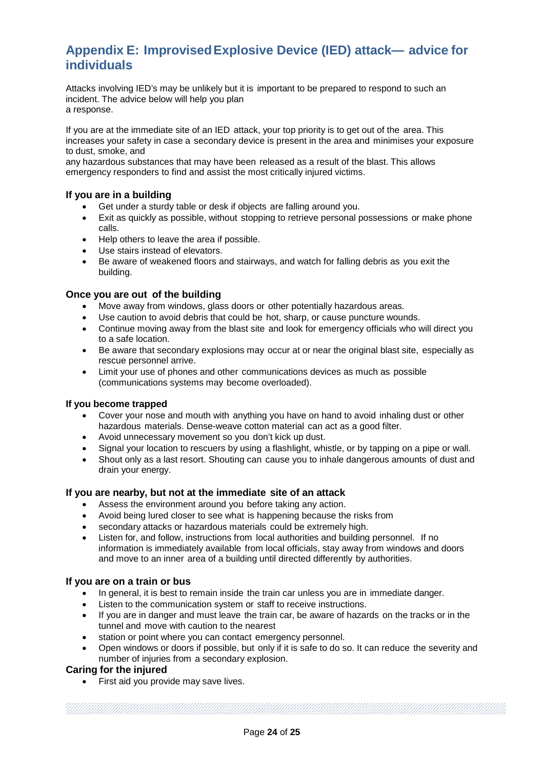## Appendix E: Improvised Explosive Device (IED) attack— advice for individuals

Attacks involving IED's may be unlikely but it is important to be prepared to respond to such an incident. The advice below will help you plan a response.

If you are at the immediate site of an IED attack, your top priority is to get out of the area. This increases your safety in case a secondary device is present in the area and minimises your exposure to dust, smoke, and any hazardous substances that may have been released as a result of the blast. This allows emergency responders to find and assist the most critically injured victims.

### If you are in a building

- Get under a sturdy table or desk if objects are falling around you.
- Exit as quickly as possible, without stopping to retrieve personal possessions or make phone calls.
- Help others to leave the area if possible.
- Use stairs instead of elevators.
- Be aware of weakened floors and stairways, and watch for falling debris as you exit the building.

### Once you are out of the building

- Move away from windows, glass doors or other potentially hazardous areas.
- Use caution to avoid debris that could be hot, sharp, or cause puncture wounds.
- Continue moving away from the blast site and look for emergency officials who will direct you to a safe location.
- Be aware that secondary explosions may occur at or near the original blast site, especially as rescue personnel arrive.
- Limit your use of phones and other communications devices as much as possible (communications systems may become overloaded).

### If you become trapped

- Cover your nose and mouth with anything you have on hand to avoid inhaling dust or other hazardous materials. Dense-weave cotton material can act as a good filter.
- Avoid unnecessary movement so you don't kick up dust.
- Signal your location to rescuers by using a flashlight, whistle, or by tapping on a pipe or wall.
- Shout only as a last resort. Shouting can cause you to inhale dangerous amounts of dust and drain your energy.

### If you are nearby, but not at the immediate site of an attack

- Assess the environment around you before taking any action.
- Avoid being lured closer to see what is happening because the risks from
- secondary attacks or hazardous materials could be extremely high.
- Listen for, and follow, instructions from local authorities and building personnel. If no information is immediately available from local officials, stay away from windows and doors and move to an inner area of a building until directed differently by authorities.

### If you are on a train or bus

- In general, it is best to remain inside the train car unless you are in immediate danger.
- Listen to the communication system or staff to receive instructions.
- If you are in danger and must leave the train car, be aware of hazards on the tracks or in the tunnel and move with caution to the nearest
- station or point where you can contact emergency personnel.
- Open windows or doors if possible, but only if it is safe to do so. It can reduce the severity and number of injuries from a secondary explosion.

### Caring for the injured

- First aid you provide may save lives.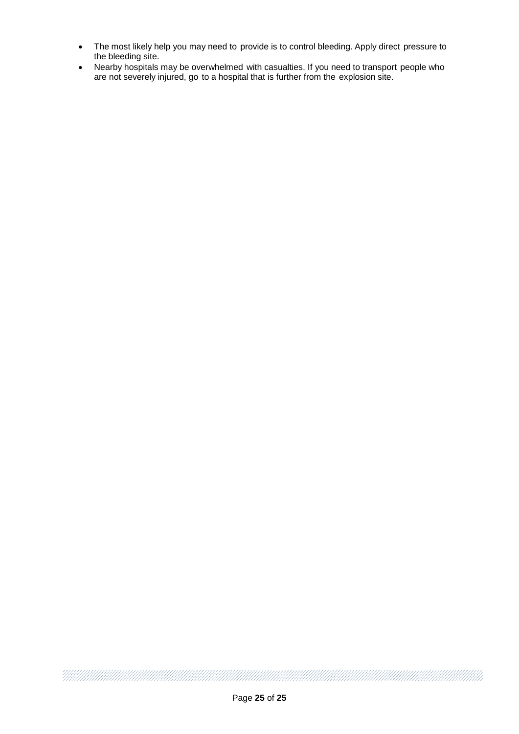- The most likely help you may need to provide is to control bleeding. Apply direct pressure to the bleeding site.
- Nearby hospitals may be overwhelmed with casualties. If you need to transport people who are not severely injured, go to a hospital that is further from the explosion site.